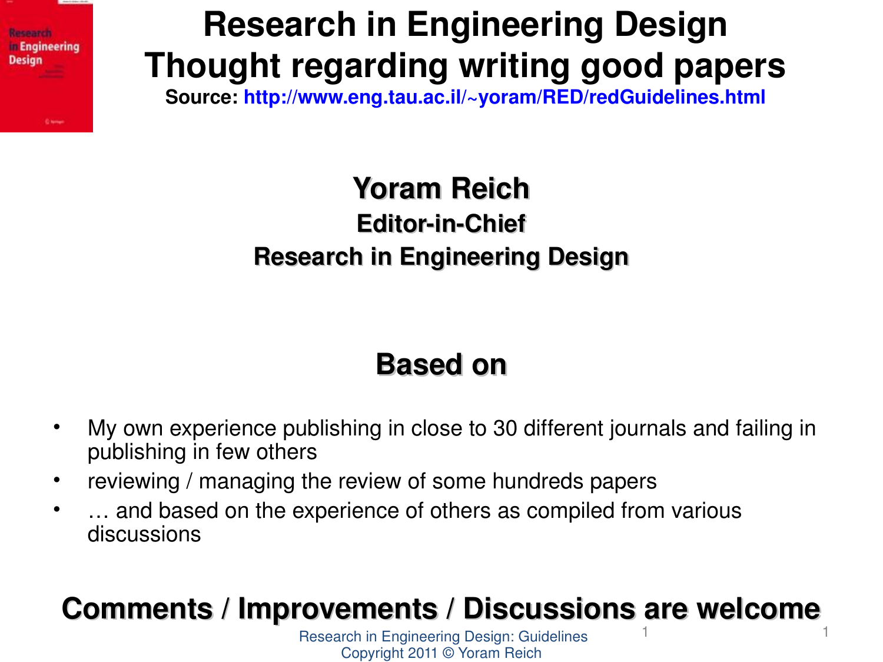# Research in Engineering Design
# Thought regarding writing good papers

**Source: http://www.eng.tau.ac.il/~yoram/RED/redGuidelines.html**

**Yoram Reich**

**Editor-in-Chief**

**Research in Engineering Design**

## Based on

- My own experience publishing in close to 30 different journals and failing in publishing in few others
- reviewing / managing the review of some hundreds papers
- … and based on the experience of others as compiled from various discussions

**Comments / Improvements / Discussions are welcome**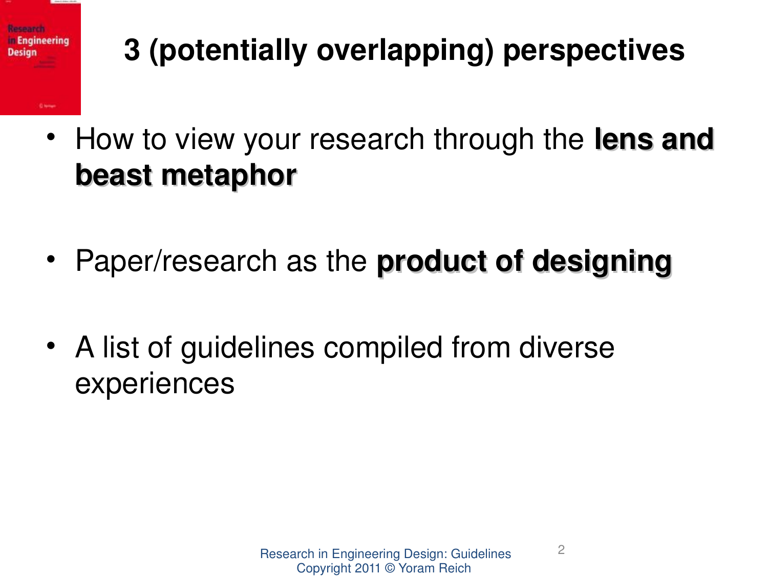# 3 (potentially overlapping) perspectives

- How to view your research through the **lens and beast metaphor**
- Paper/research as the **product of designing**
- A list of guidelines compiled from diverse experiences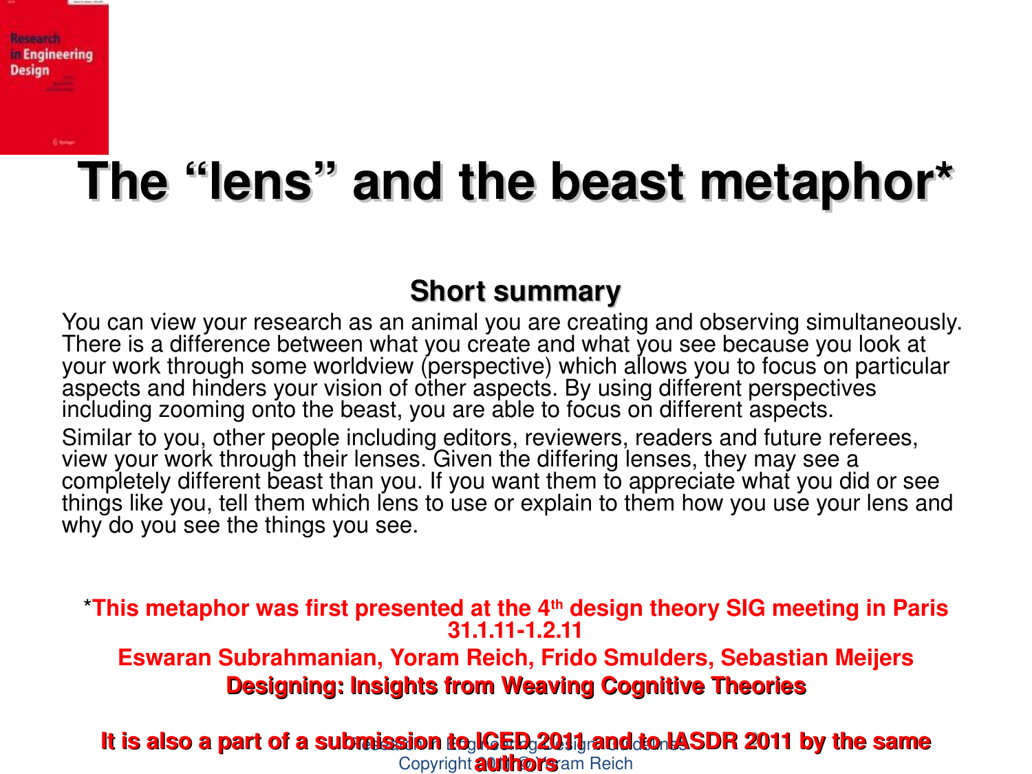# The “lens” and the beast metaphor*

## Short summary

You can view your research as an animal you are creating and observing simultaneously. There is a difference between what you create and what you see because you look at your work through some worldview (perspective) which allows you to focus on particular aspects and hinders your vision of other aspects. By using different perspectives including zooming onto the beast, you are able to focus on different aspects.

Similar to you, other people including editors, reviewers, readers and future referees, view your work through their lenses. Given the differing lenses, they may see a completely different beast than you. If you want them to appreciate what you did or see things like you, tell them which lens to use or explain to them how you use your lens and why do you see the things you see.

*This metaphor was first presented at the 4th design theory SIG meeting in Paris 31.1.11-1.2.11

**Eswaran Subrahmanian, Yoram Reich, Frido Smulders, Sebastian Meijers**

**Designing: Insights from Weaving Cognitive Theories**

**It is also a part of a submission to ICED 2011 and to IASDR 2011 by the same authors**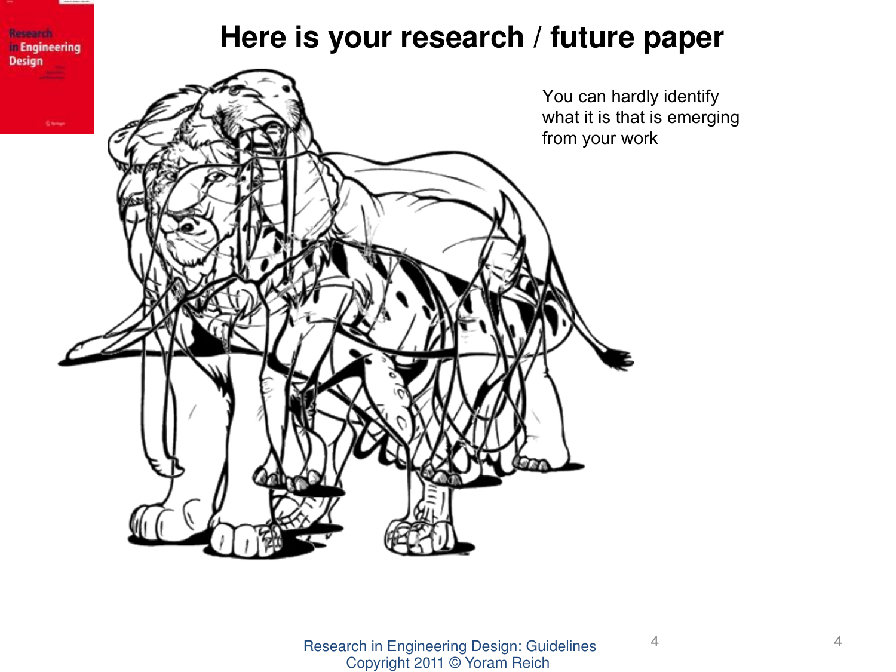# Here is your research / future paper

You can hardly identify what it is that is emerging from your work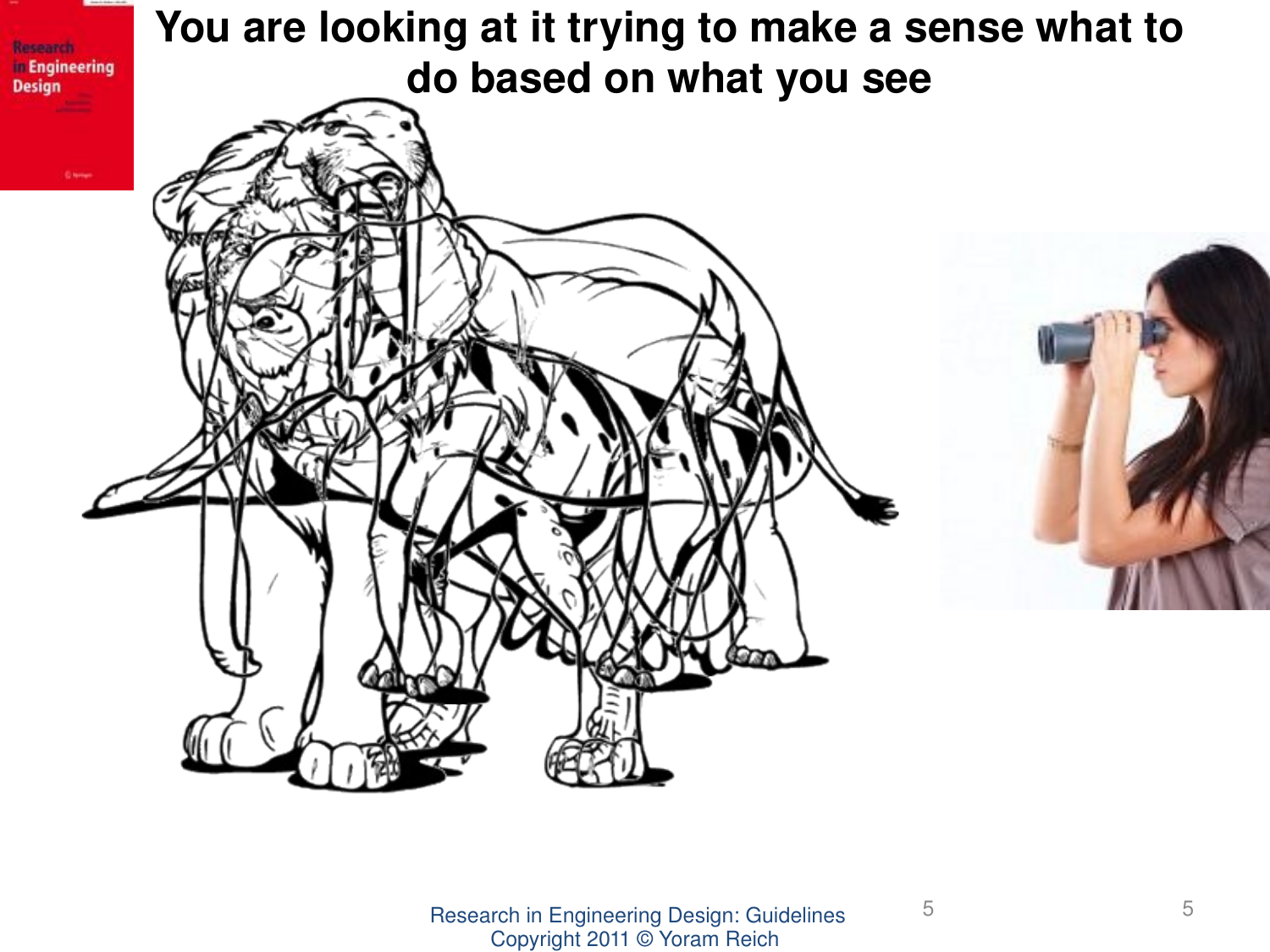# You are looking at it trying to make a sense what to do based on what you see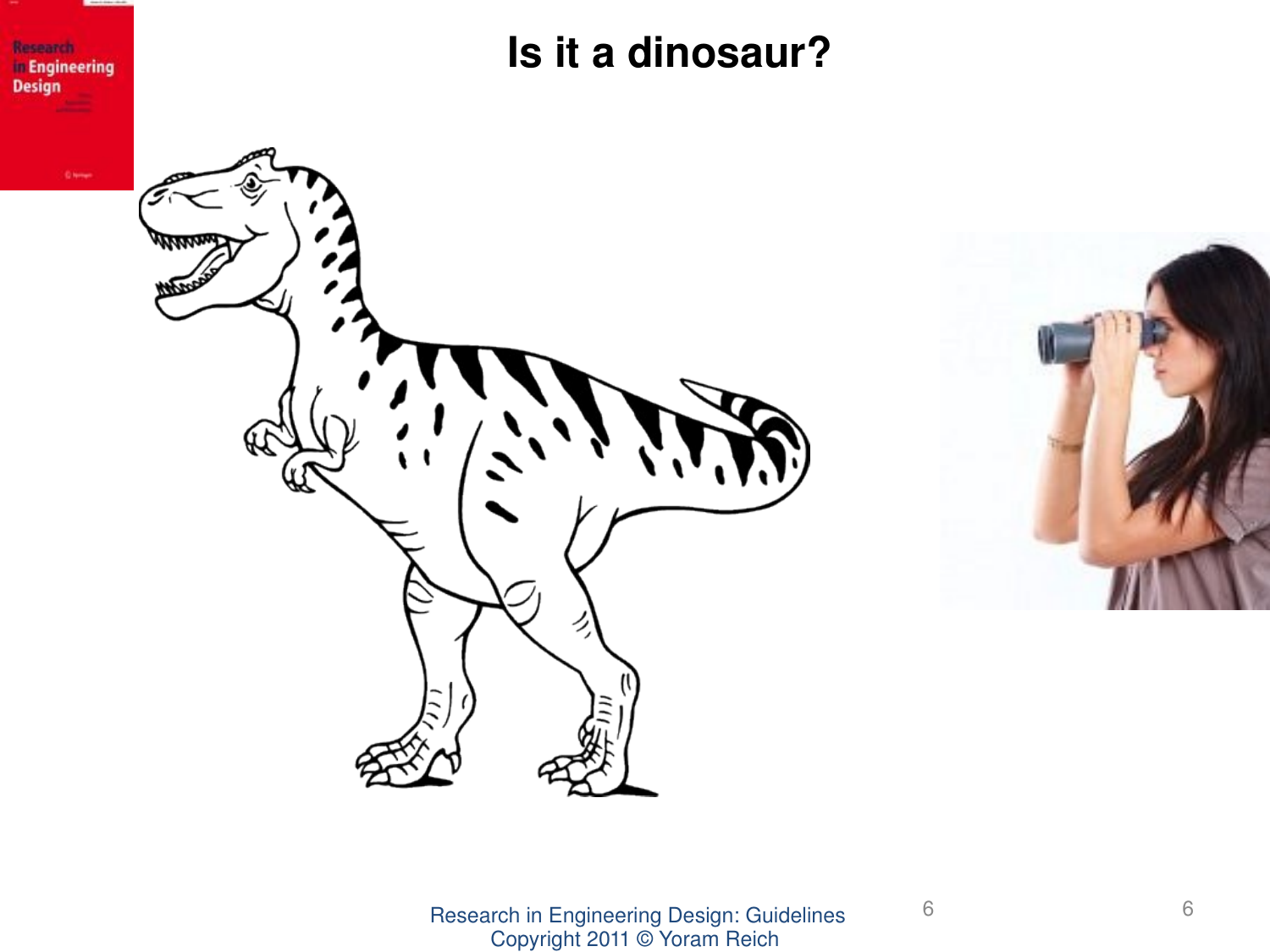# Is it a dinosaur?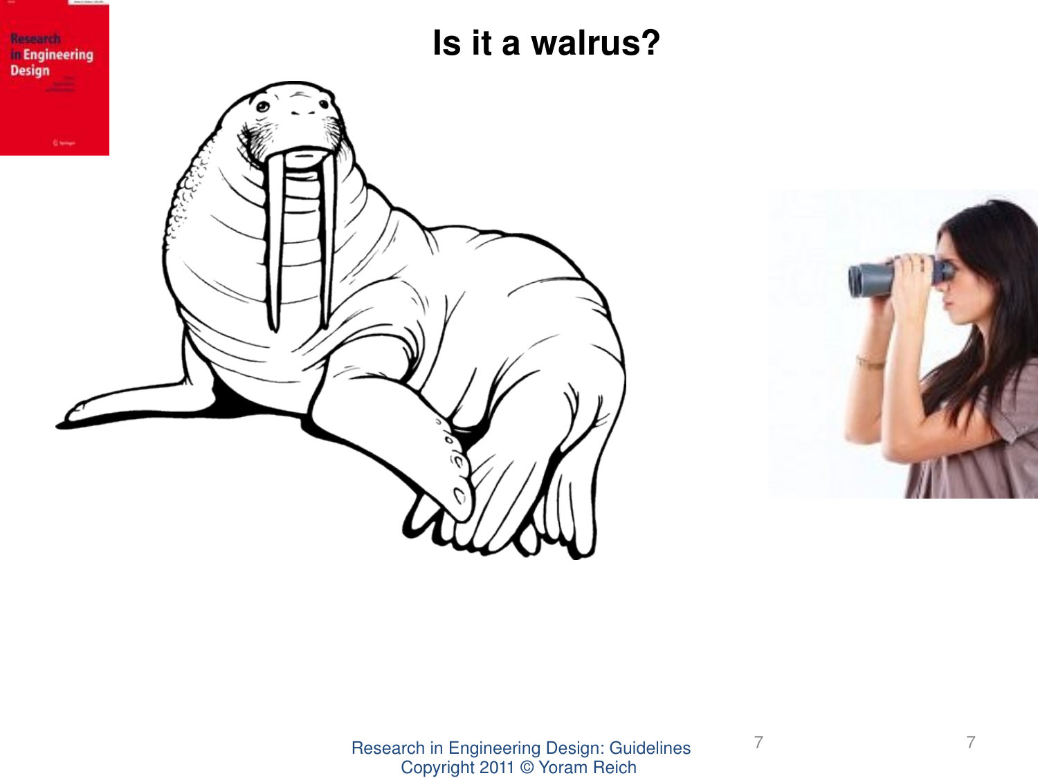# Is it a walrus?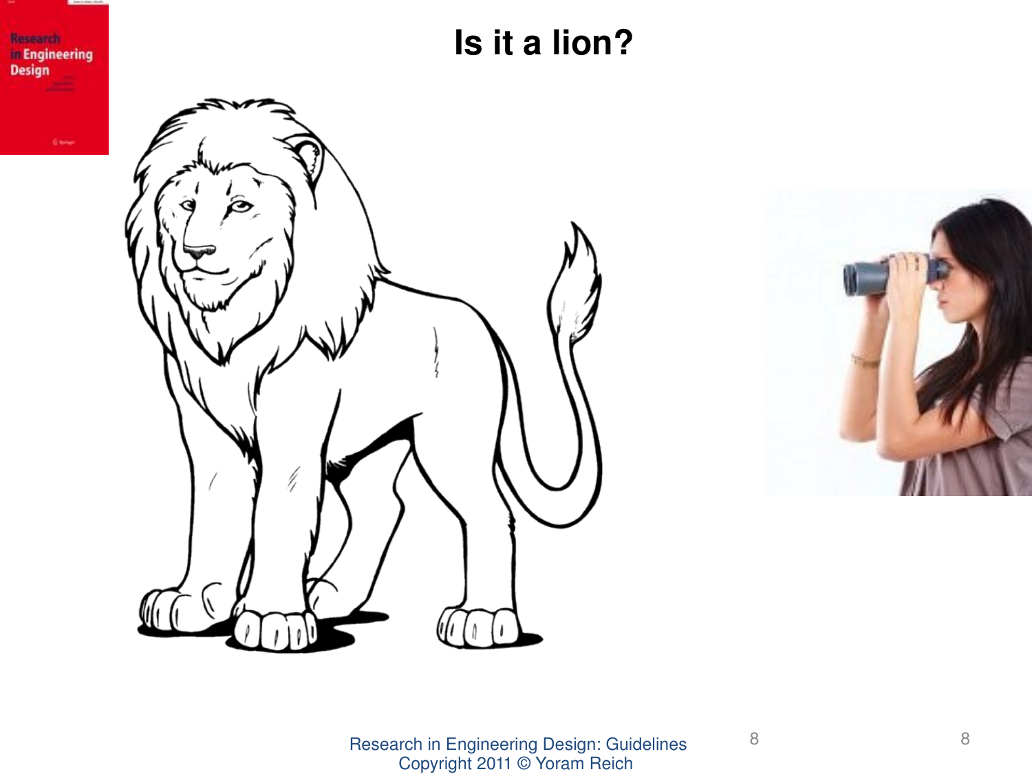# Is it a lion?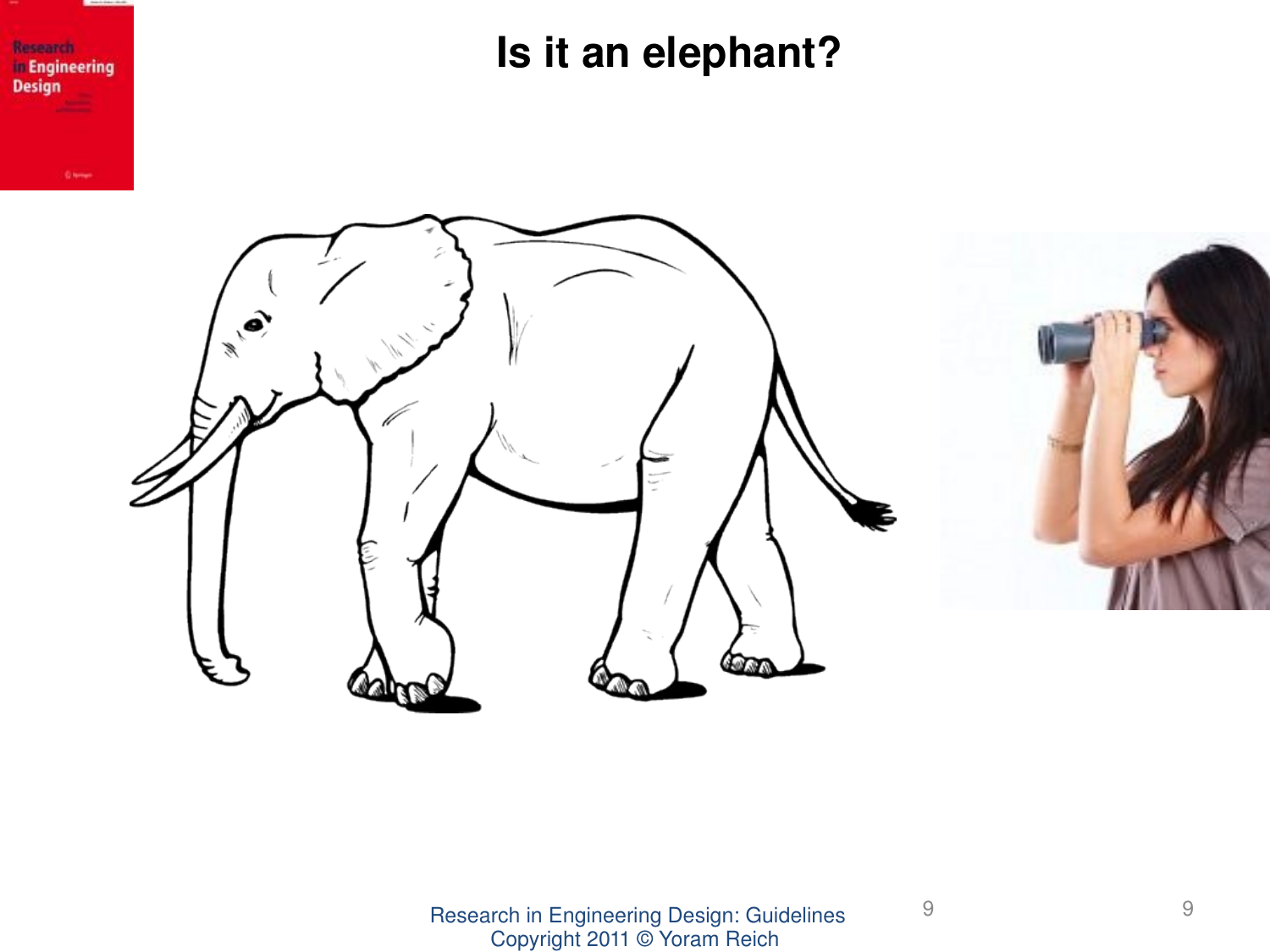# Is it an elephant?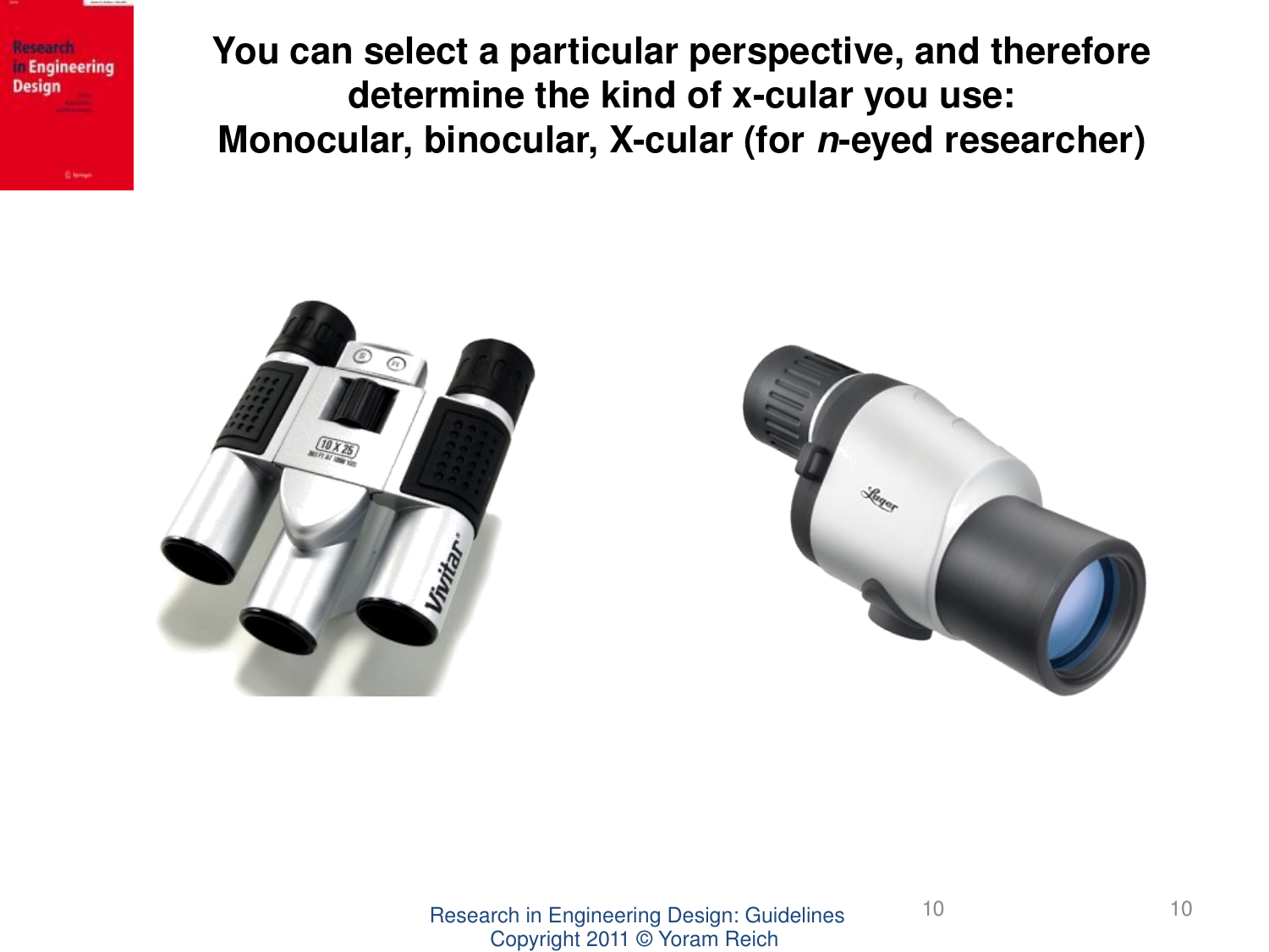# You can select a particular perspective, and therefore determine the kind of x-cular you use: Monocular, binocular, X-cular (for *n*-eyed researcher)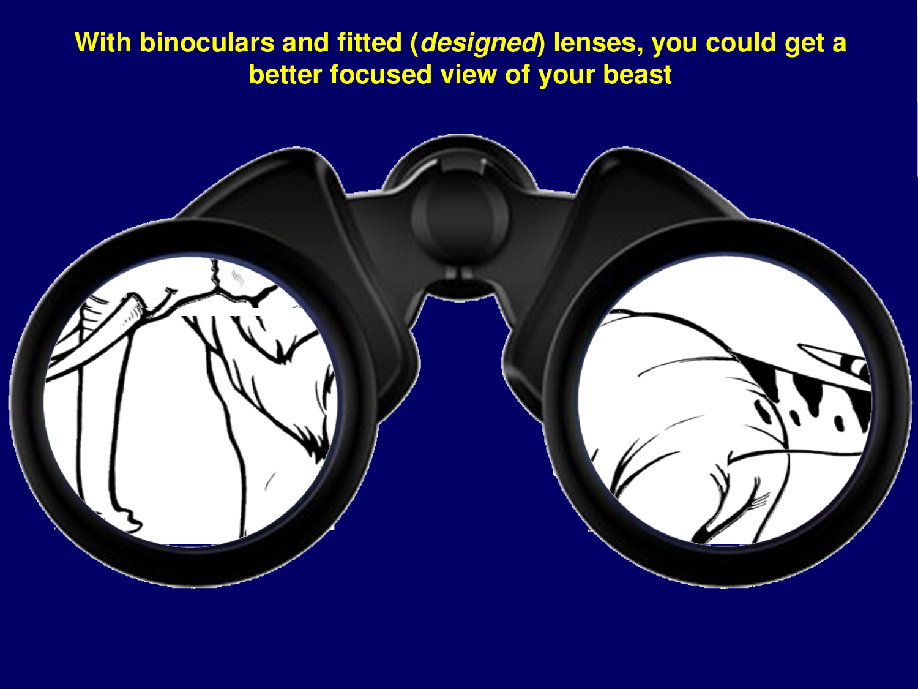**With binoculars and fitted (*designed*) lenses, you could get a better focused view of your beast**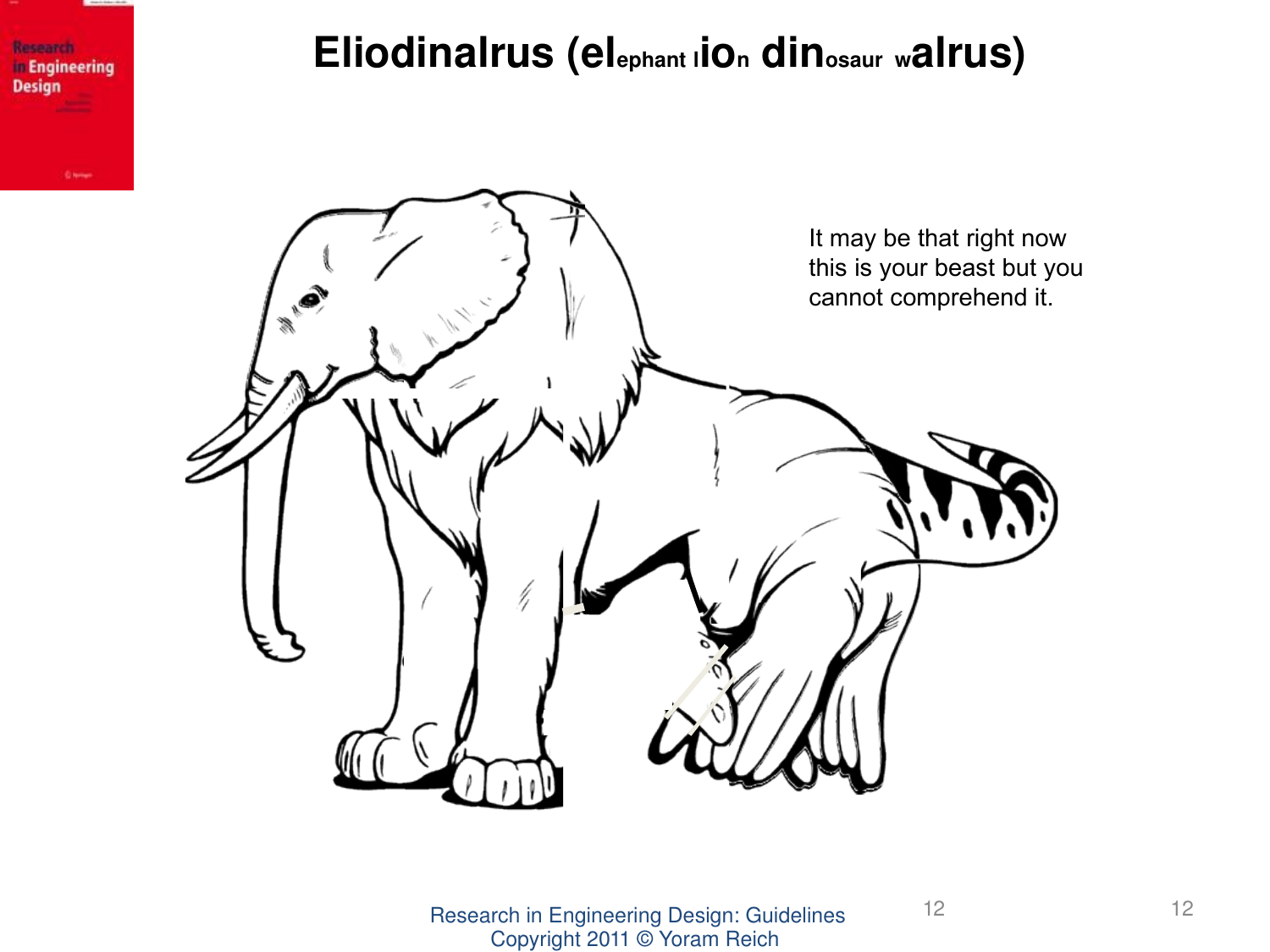# Eliodinalrus (el ephant l io n din osaur w alrus)

It may be that right now this is your beast but you cannot comprehend it.

Research in Engineering Design: Guidelines
Copyright 2011 © Yoram Reich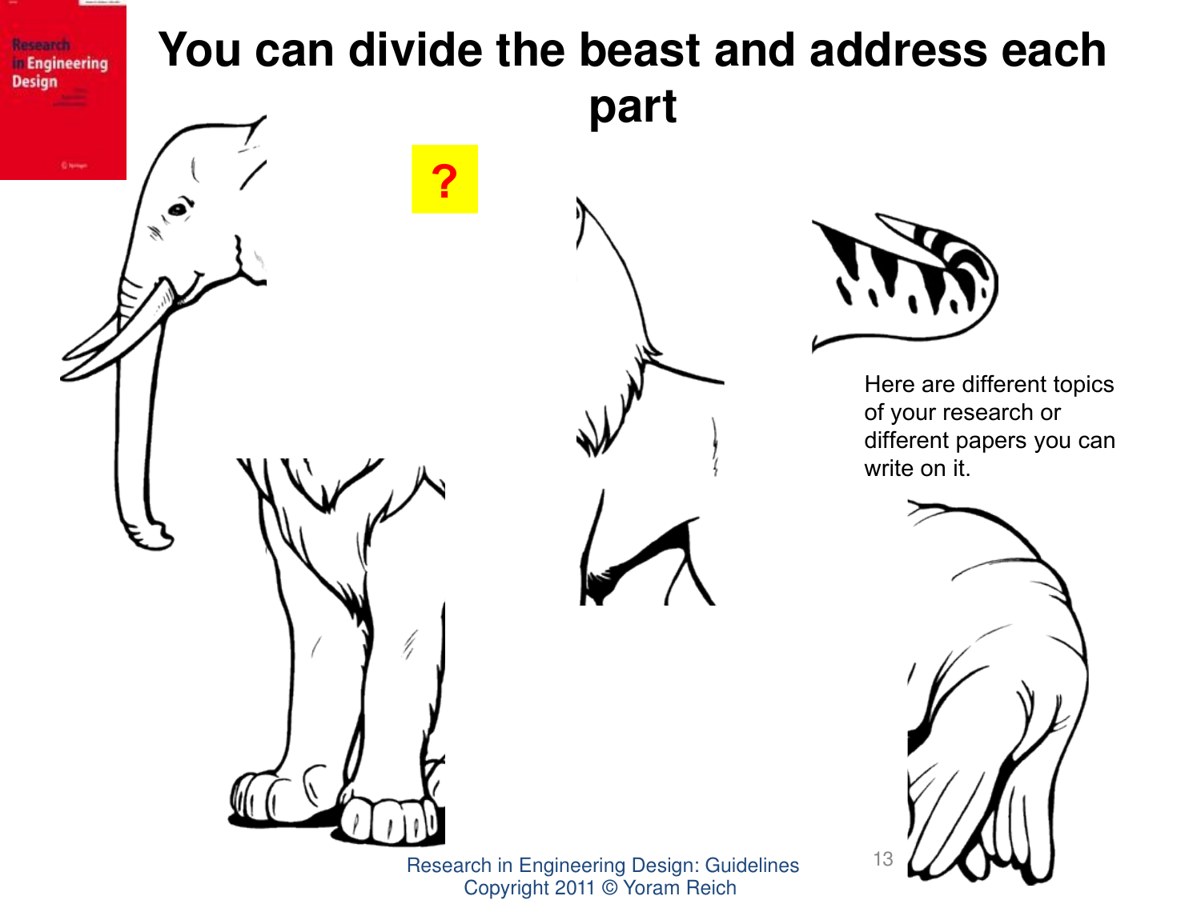# You can divide the beast and address each part

?

Here are different topics of your research or different papers you can write on it.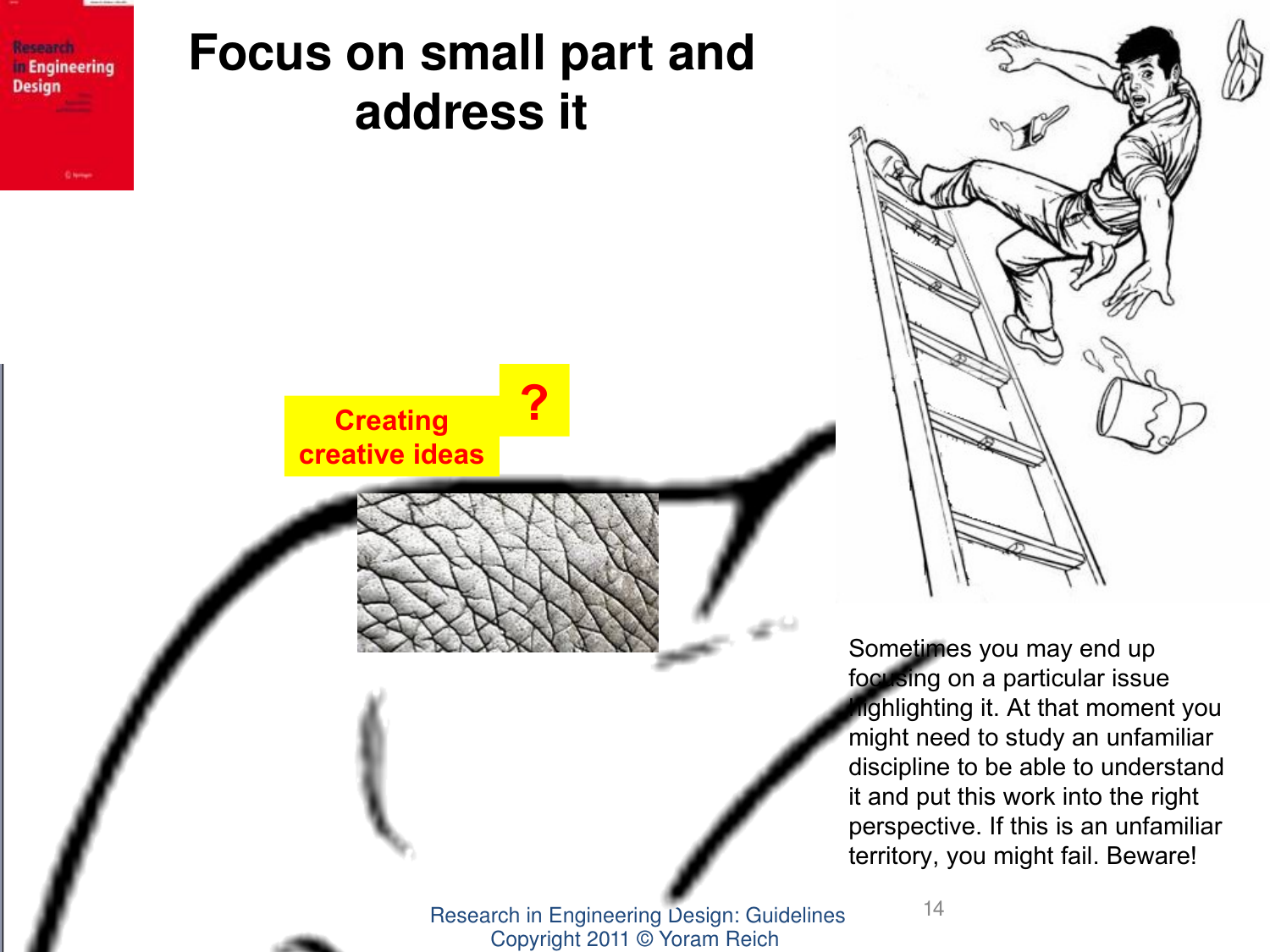# Focus on small part and address it

Creating creative ideas

?

Sometimes you may end up focusing on a particular issue highlighting it. At that moment you might need to study an unfamiliar discipline to be able to understand it and put this work into the right perspective. If this is an unfamiliar territory, you might fail. Beware!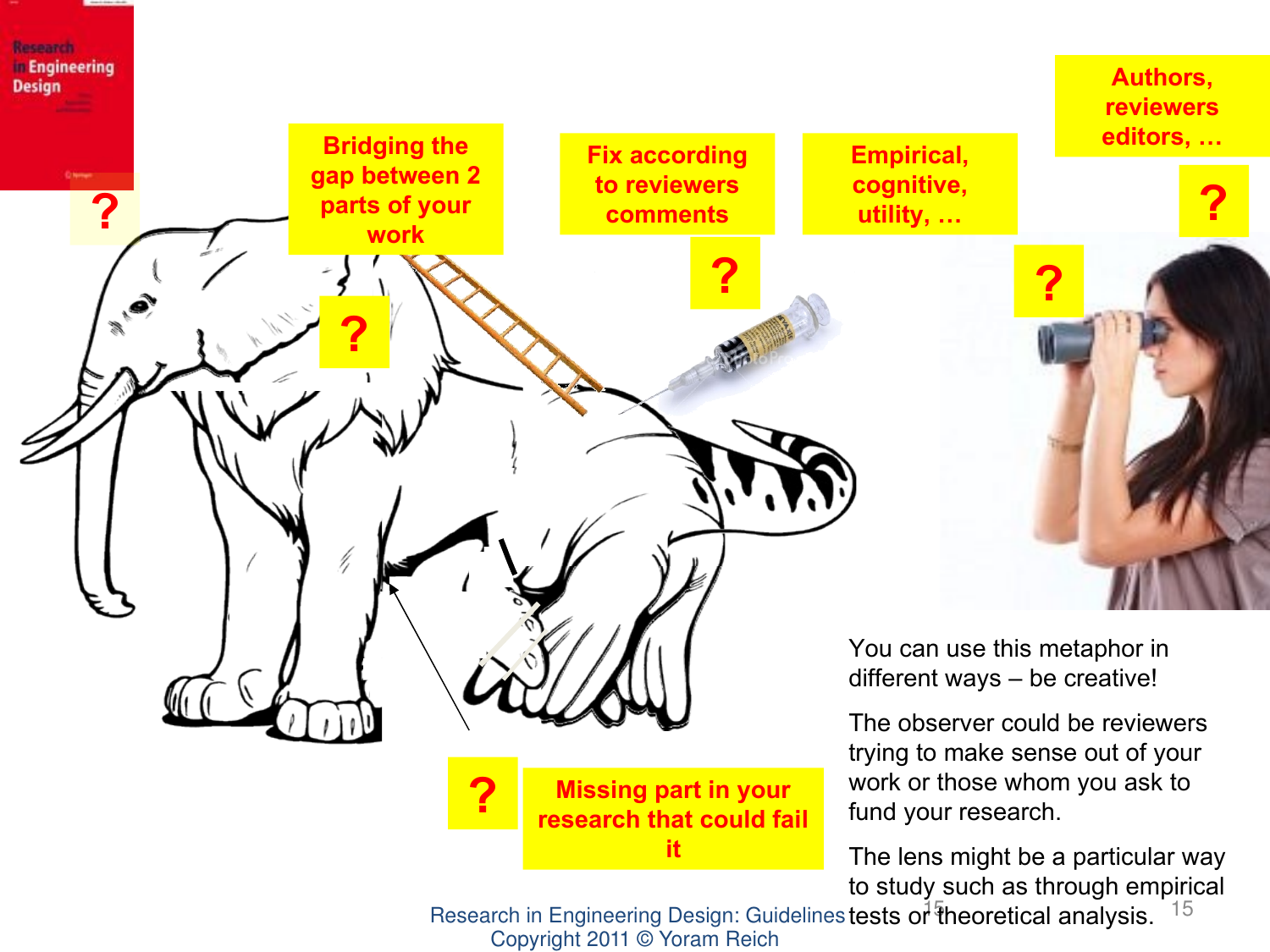Bridging the gap between 2 parts of your work

?

Fix according to reviewers comments

?

Empirical, cognitive, utility, …

?

Authors, reviewers editors, …

?

?

Missing part in your research that could fail it

?

You can use this metaphor in different ways – be creative!

The observer could be reviewers trying to make sense out of your work or those whom you ask to fund your research.

The lens might be a particular way to study such as through empirical tests or theoretical analysis.

Research in Engineering Design: Guidelines
Copyright 2011 © Yoram Reich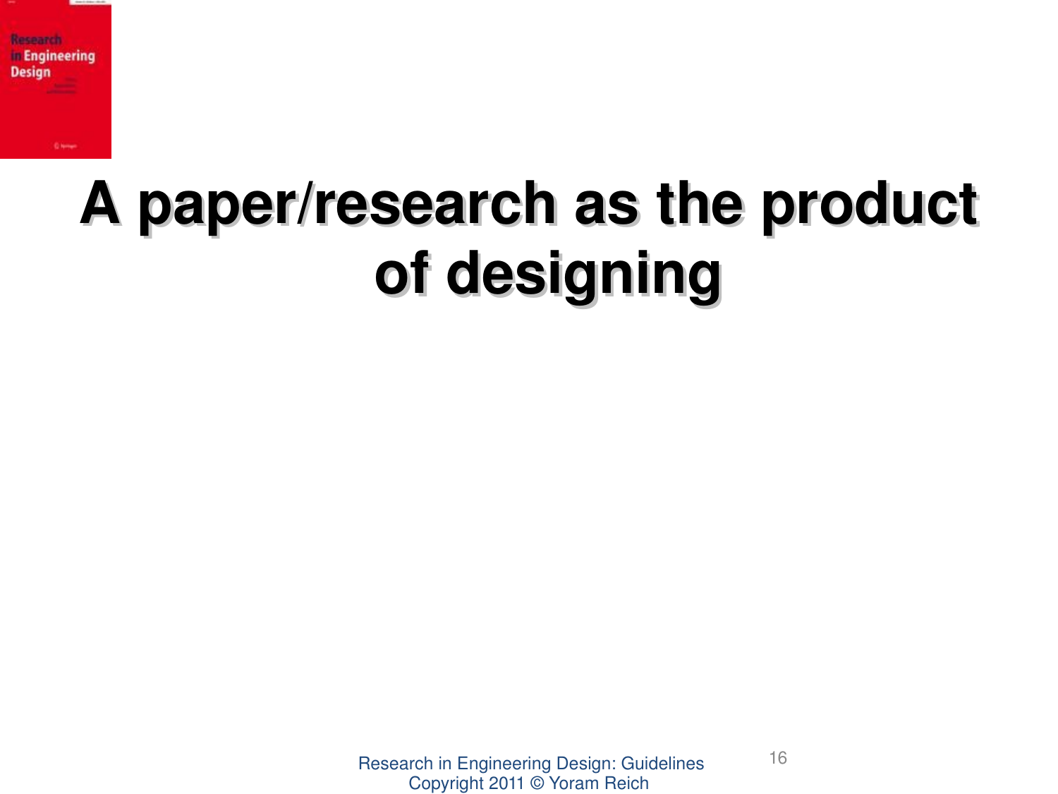# A paper/research as the product of designing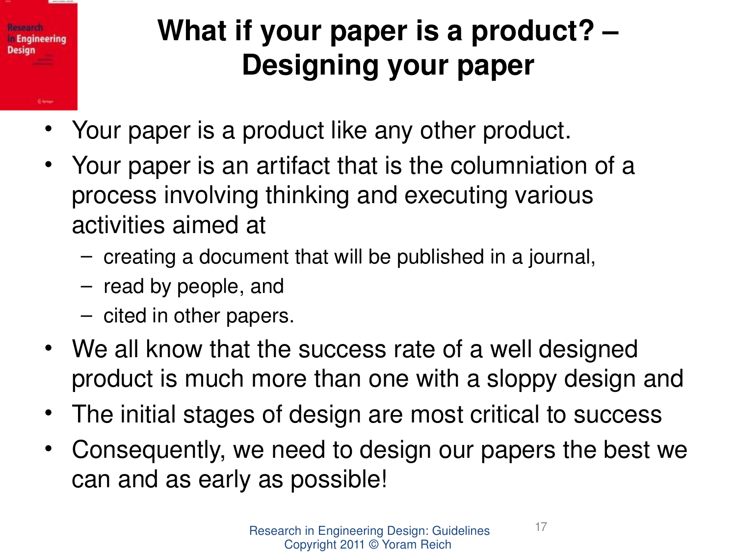# What if your paper is a product? – Designing your paper

- Your paper is a product like any other product.
- Your paper is an artifact that is the columniation of a process involving thinking and executing various activities aimed at
  - creating a document that will be published in a journal,
  - read by people, and
  - cited in other papers.
- We all know that the success rate of a well designed product is much more than one with a sloppy design and
- The initial stages of design are most critical to success
- Consequently, we need to design our papers the best we can and as early as possible!

Research in Engineering Design: Guidelines
Copyright 2011 © Yoram Reich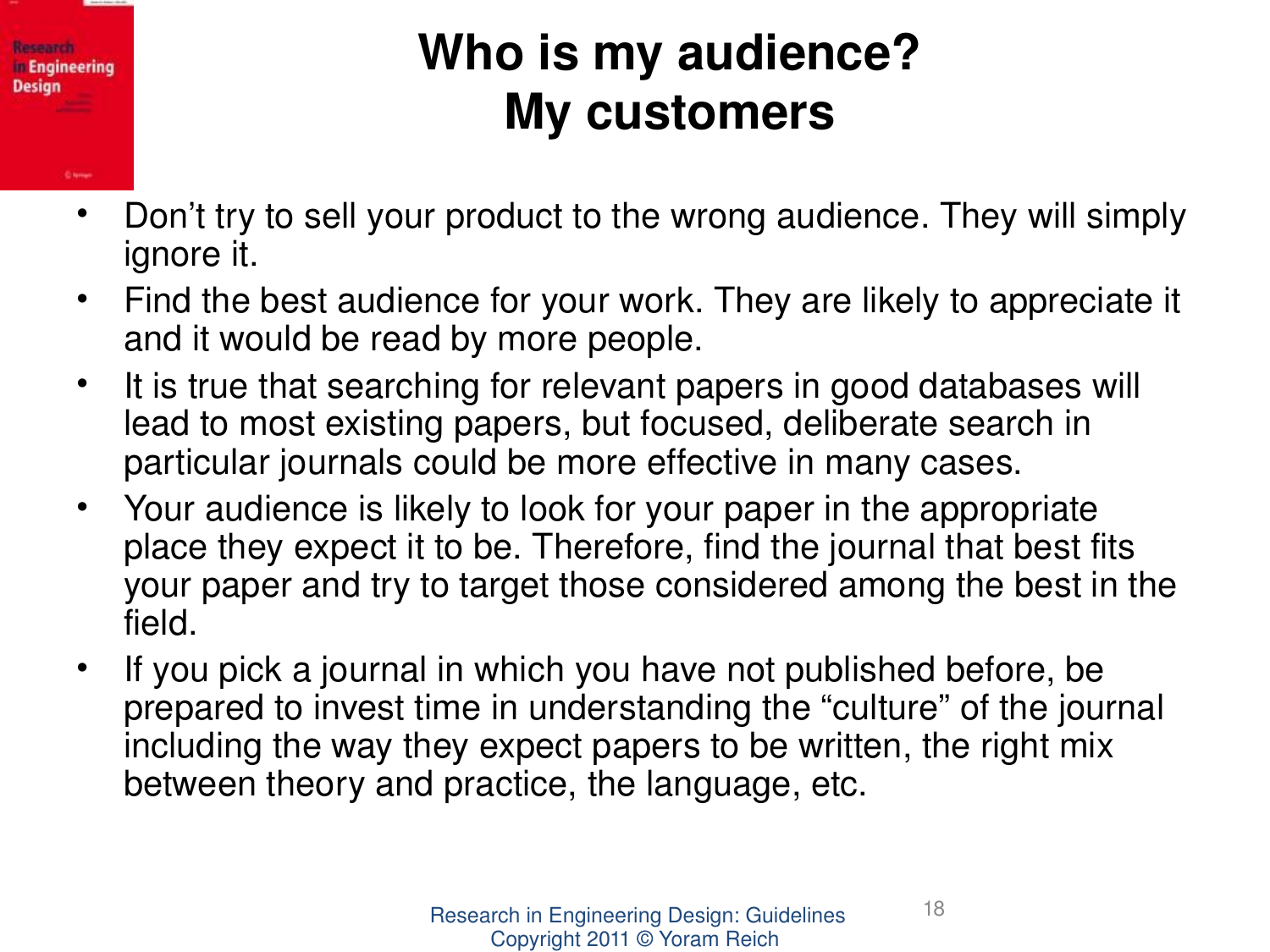# Who is my audience?
# My customers

- Don't try to sell your product to the wrong audience. They will simply ignore it.
- Find the best audience for your work. They are likely to appreciate it and it would be read by more people.
- It is true that searching for relevant papers in good databases will lead to most existing papers, but focused, deliberate search in particular journals could be more effective in many cases.
- Your audience is likely to look for your paper in the appropriate place they expect it to be. Therefore, find the journal that best fits your paper and try to target those considered among the best in the field.
- If you pick a journal in which you have not published before, be prepared to invest time in understanding the "culture" of the journal including the way they expect papers to be written, the right mix between theory and practice, the language, etc.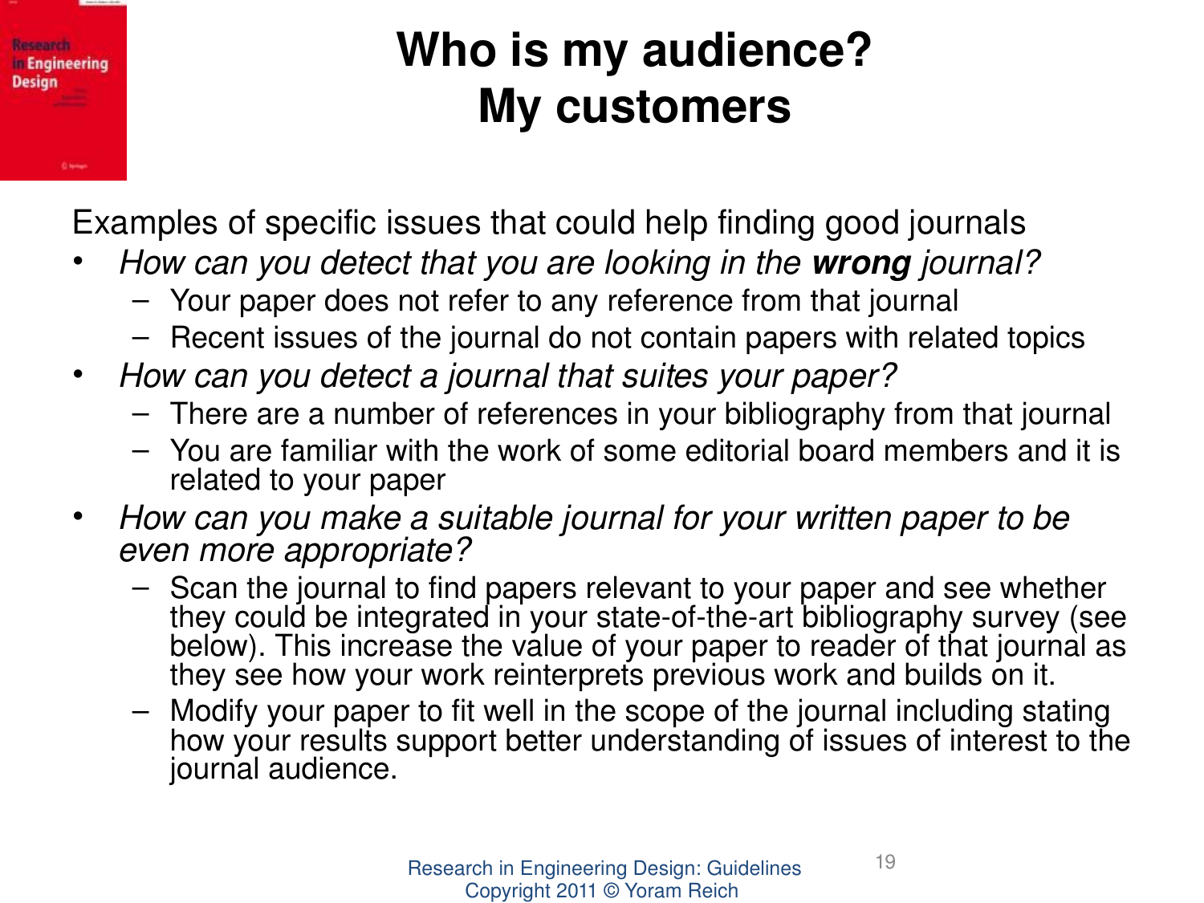# Who is my audience?
# My customers

Examples of specific issues that could help finding good journals

- *How can you detect that you are looking in the **wrong** journal?*
  - Your paper does not refer to any reference from that journal
  - Recent issues of the journal do not contain papers with related topics
- *How can you detect a journal that suites your paper?*
  - There are a number of references in your bibliography from that journal
  - You are familiar with the work of some editorial board members and it is related to your paper
- *How can you make a suitable journal for your written paper to be even more appropriate?*
  - Scan the journal to find papers relevant to your paper and see whether they could be integrated in your state-of-the-art bibliography survey (see below). This increase the value of your paper to reader of that journal as they see how your work reinterprets previous work and builds on it.
  - Modify your paper to fit well in the scope of the journal including stating how your results support better understanding of issues of interest to the journal audience.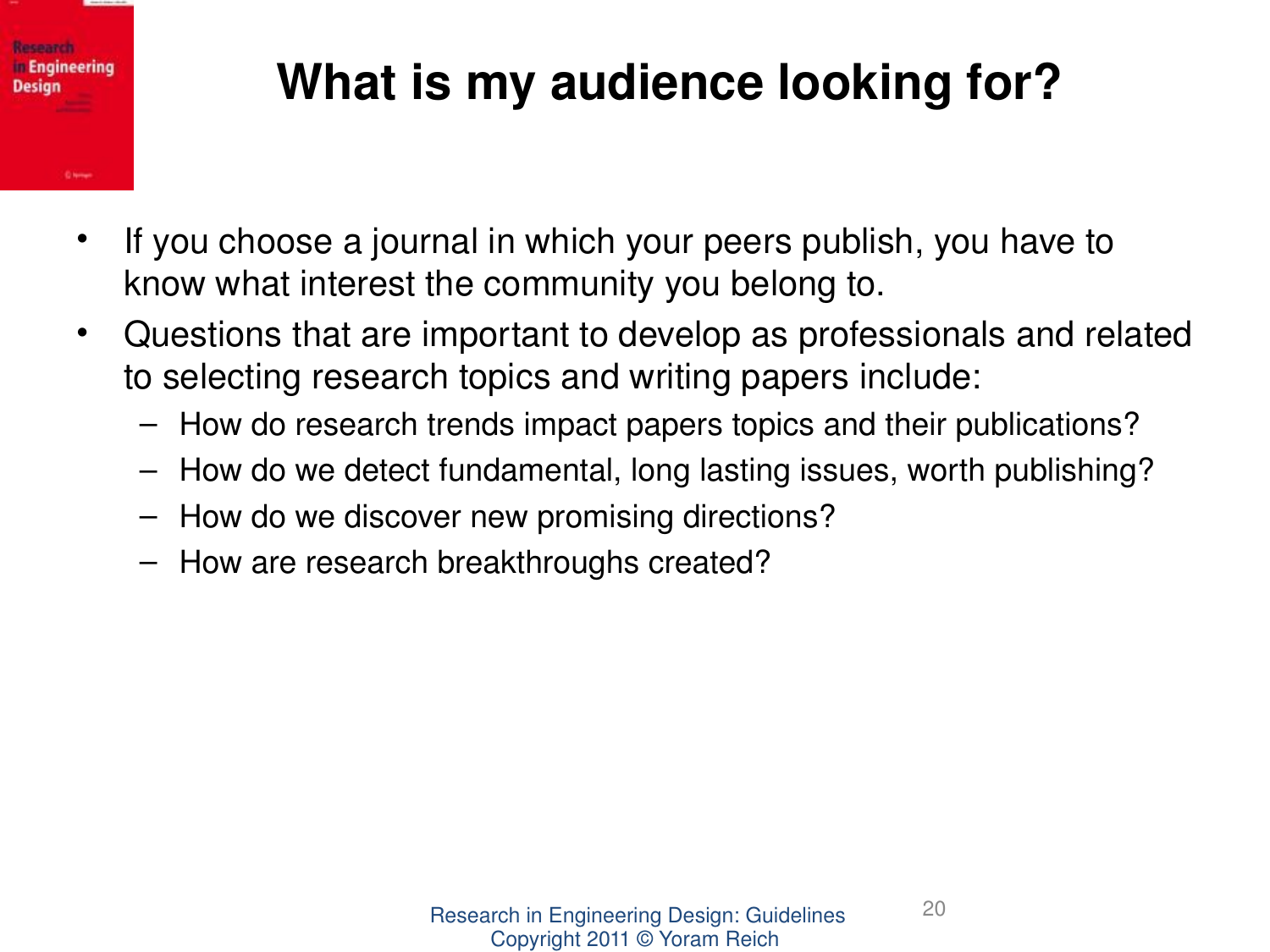# What is my audience looking for?

- If you choose a journal in which your peers publish, you have to know what interest the community you belong to.
- Questions that are important to develop as professionals and related to selecting research topics and writing papers include:
  - How do research trends impact papers topics and their publications?
  - How do we detect fundamental, long lasting issues, worth publishing?
  - How do we discover new promising directions?
  - How are research breakthroughs created?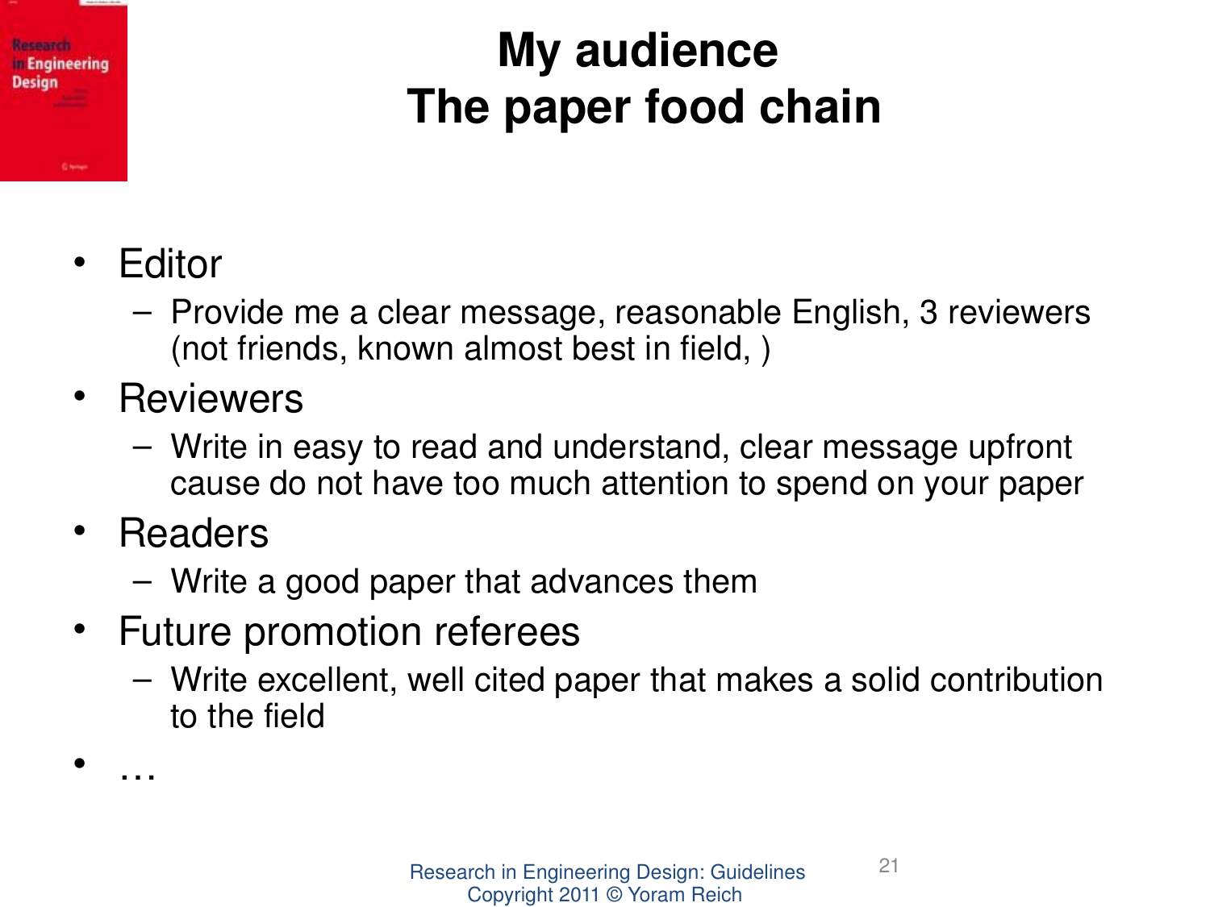# My audience
# The paper food chain

- Editor
  - Provide me a clear message, reasonable English, 3 reviewers (not friends, known almost best in field, )
- Reviewers
  - Write in easy to read and understand, clear message upfront cause do not have too much attention to spend on your paper
- Readers
  - Write a good paper that advances them
- Future promotion referees
  - Write excellent, well cited paper that makes a solid contribution to the field
- …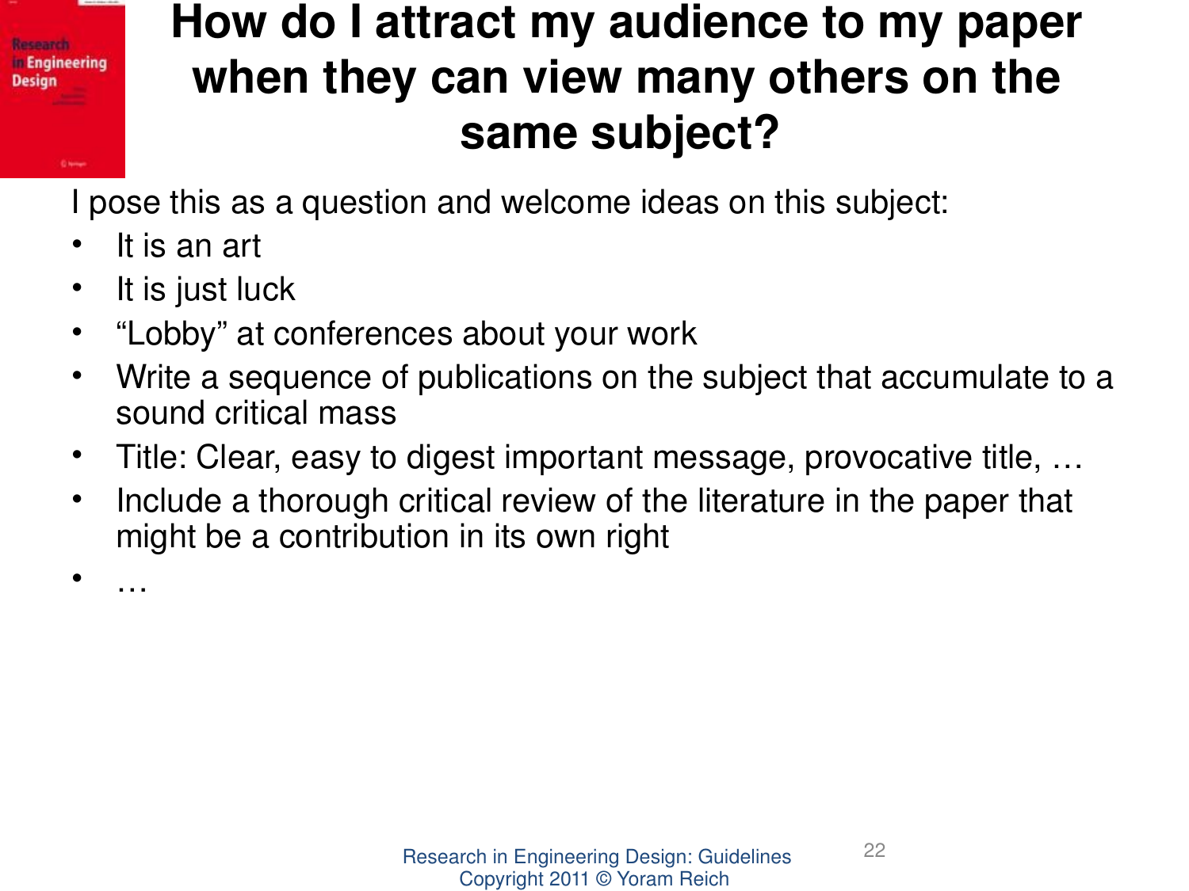# How do I attract my audience to my paper when they can view many others on the same subject?

I pose this as a question and welcome ideas on this subject:

- It is an art
- It is just luck
- “Lobby” at conferences about your work
- Write a sequence of publications on the subject that accumulate to a sound critical mass
- Title: Clear, easy to digest important message, provocative title, …
- Include a thorough critical review of the literature in the paper that might be a contribution in its own right
- …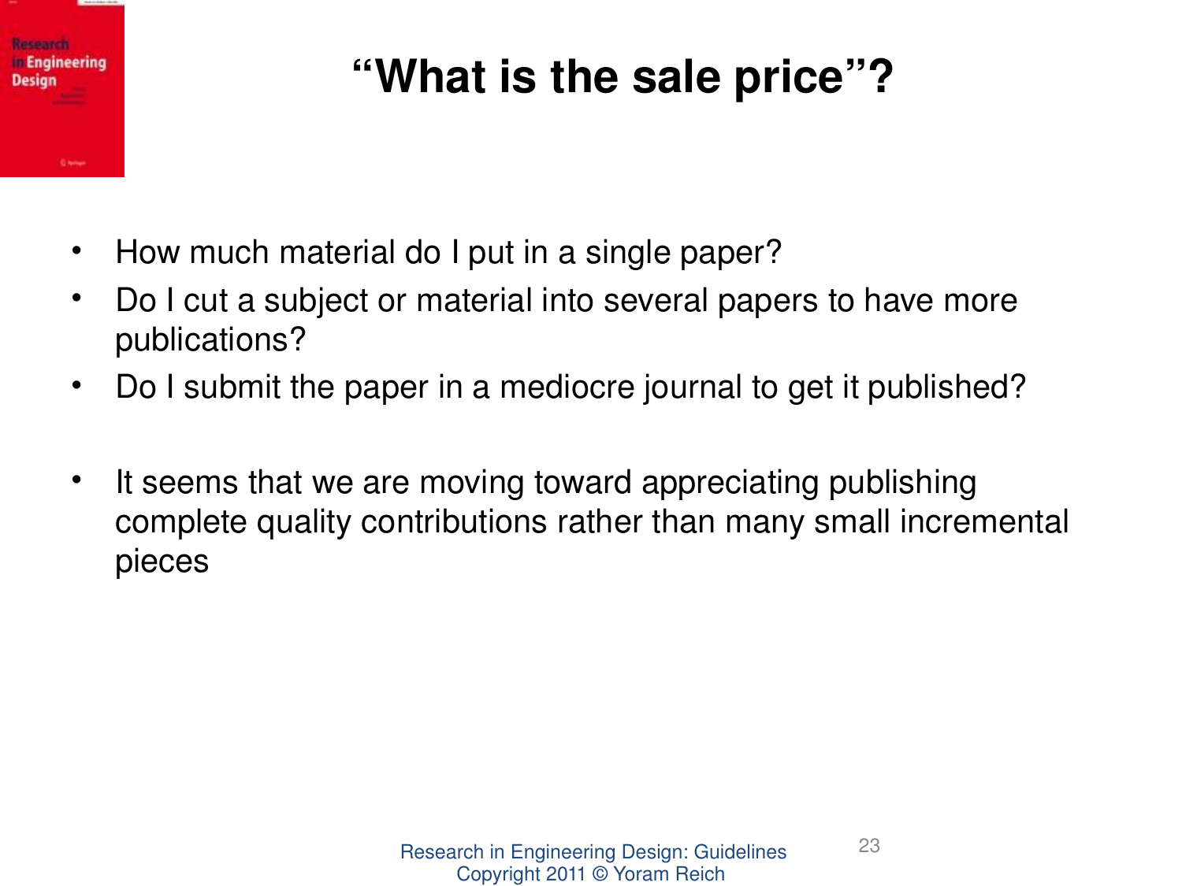# "What is the sale price"?

- How much material do I put in a single paper?
- Do I cut a subject or material into several papers to have more publications?
- Do I submit the paper in a mediocre journal to get it published?

- It seems that we are moving toward appreciating publishing complete quality contributions rather than many small incremental pieces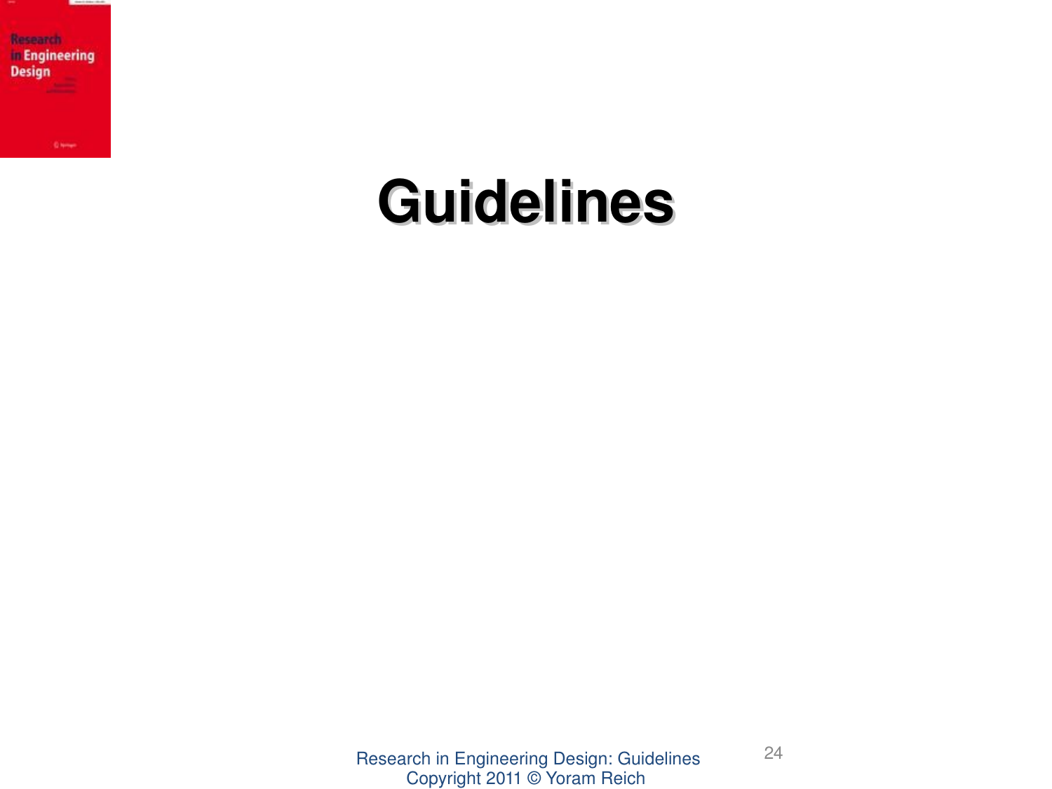# Guidelines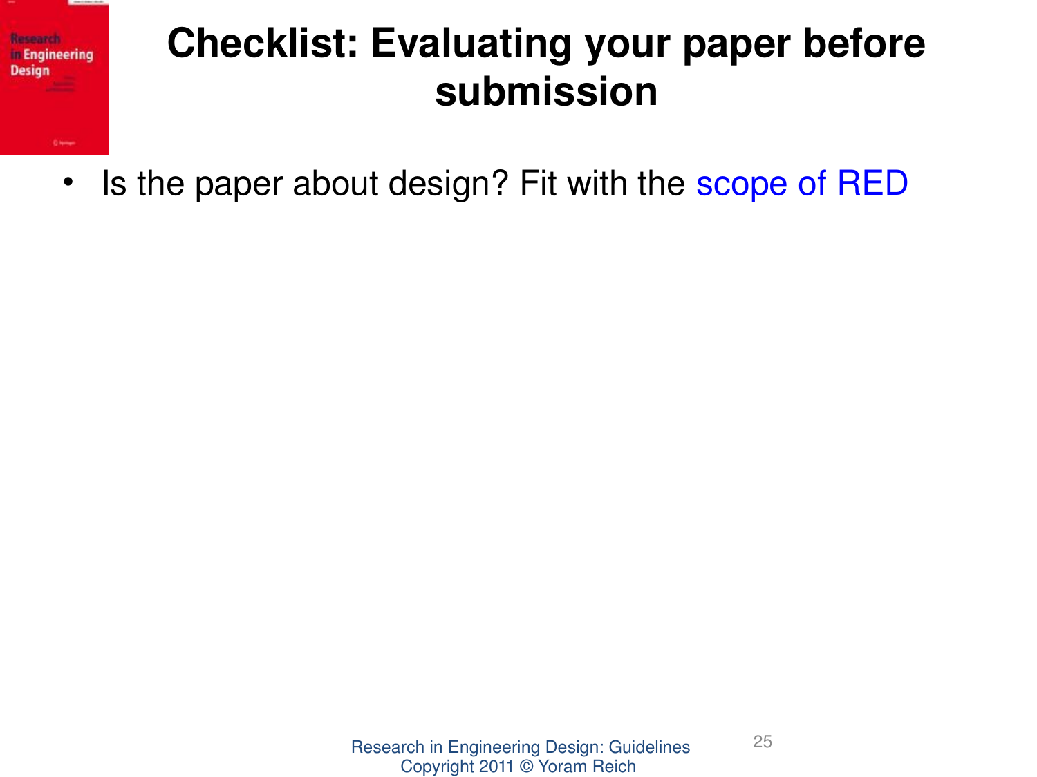# Checklist: Evaluating your paper before submission

- Is the paper about design? Fit with the scope of RED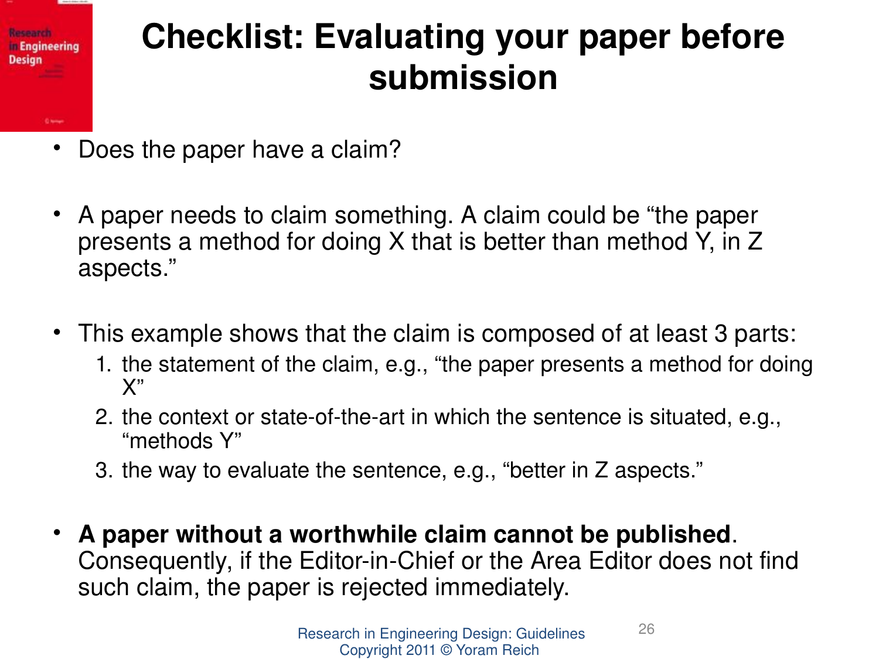# Checklist: Evaluating your paper before submission

- Does the paper have a claim?

- A paper needs to claim something. A claim could be "the paper presents a method for doing X that is better than method Y, in Z aspects."

- This example shows that the claim is composed of at least 3 parts:
  1. the statement of the claim, e.g., "the paper presents a method for doing X"
  2. the context or state-of-the-art in which the sentence is situated, e.g., "methods Y"
  3. the way to evaluate the sentence, e.g., "better in Z aspects."

- **A paper without a worthwhile claim cannot be published**. Consequently, if the Editor-in-Chief or the Area Editor does not find such claim, the paper is rejected immediately.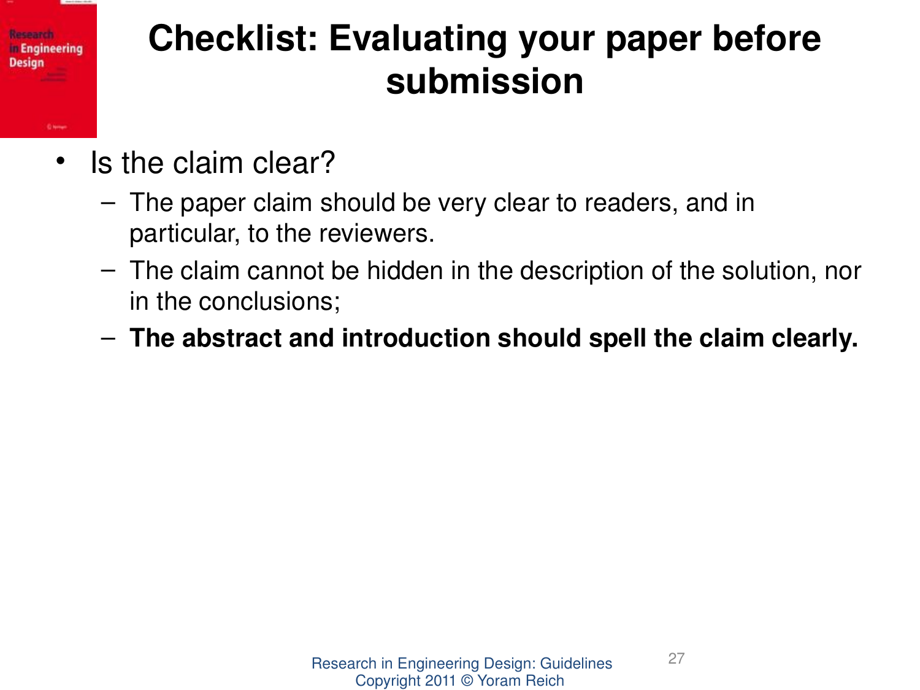# Checklist: Evaluating your paper before submission

- Is the claim clear?
  - The paper claim should be very clear to readers, and in particular, to the reviewers.
  - The claim cannot be hidden in the description of the solution, nor in the conclusions;
  - **The abstract and introduction should spell the claim clearly.**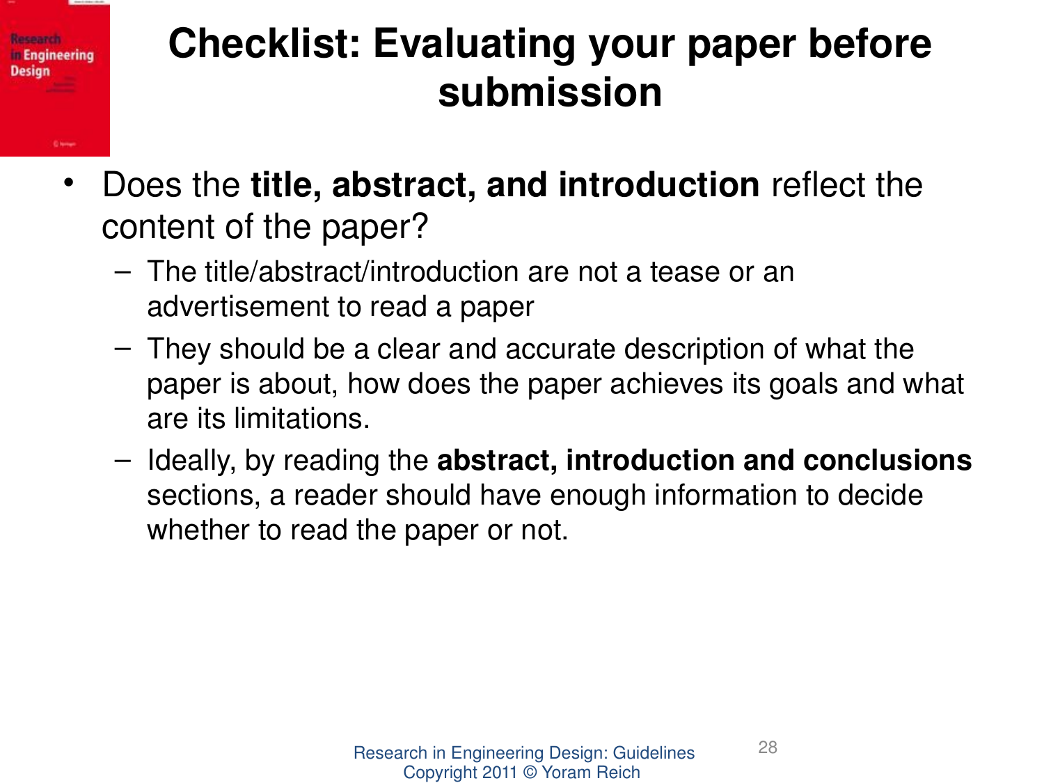# Checklist: Evaluating your paper before submission

- Does the **title, abstract, and introduction** reflect the content of the paper?
  - The title/abstract/introduction are not a tease or an advertisement to read a paper
  - They should be a clear and accurate description of what the paper is about, how does the paper achieves its goals and what are its limitations.
  - Ideally, by reading the **abstract, introduction and conclusions** sections, a reader should have enough information to decide whether to read the paper or not.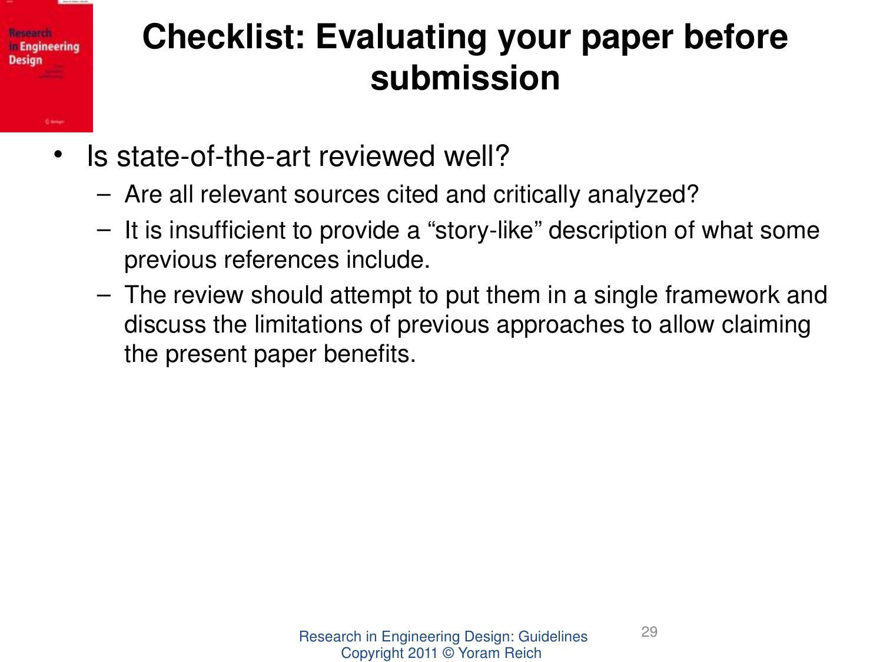# Checklist: Evaluating your paper before submission

- Is state-of-the-art reviewed well?
  - Are all relevant sources cited and critically analyzed?
  - It is insufficient to provide a "story-like" description of what some previous references include.
  - The review should attempt to put them in a single framework and discuss the limitations of previous approaches to allow claiming the present paper benefits.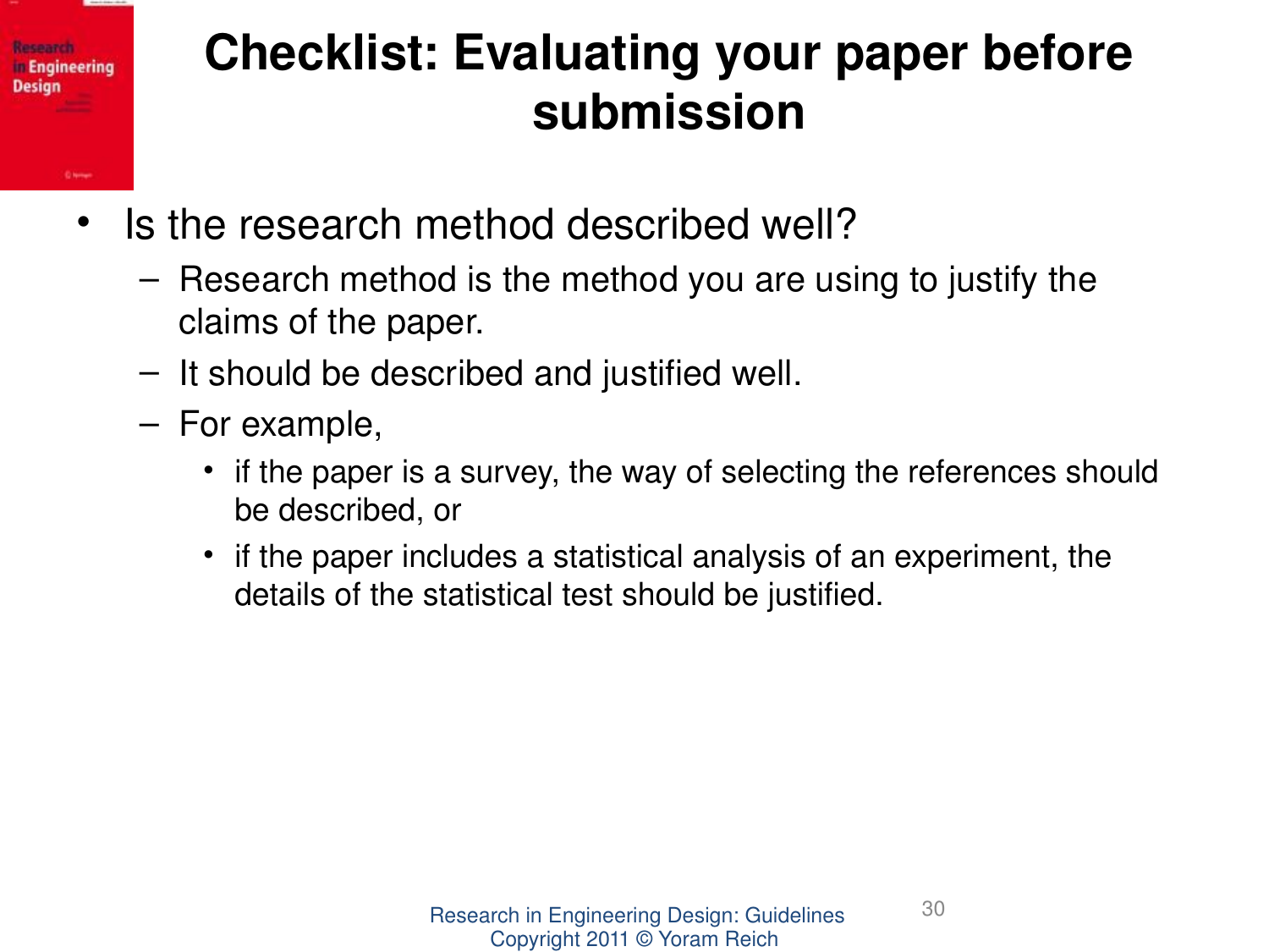# Checklist: Evaluating your paper before submission

- Is the research method described well?
  - Research method is the method you are using to justify the claims of the paper.
  - It should be described and justified well.
  - For example,
    - if the paper is a survey, the way of selecting the references should be described, or
    - if the paper includes a statistical analysis of an experiment, the details of the statistical test should be justified.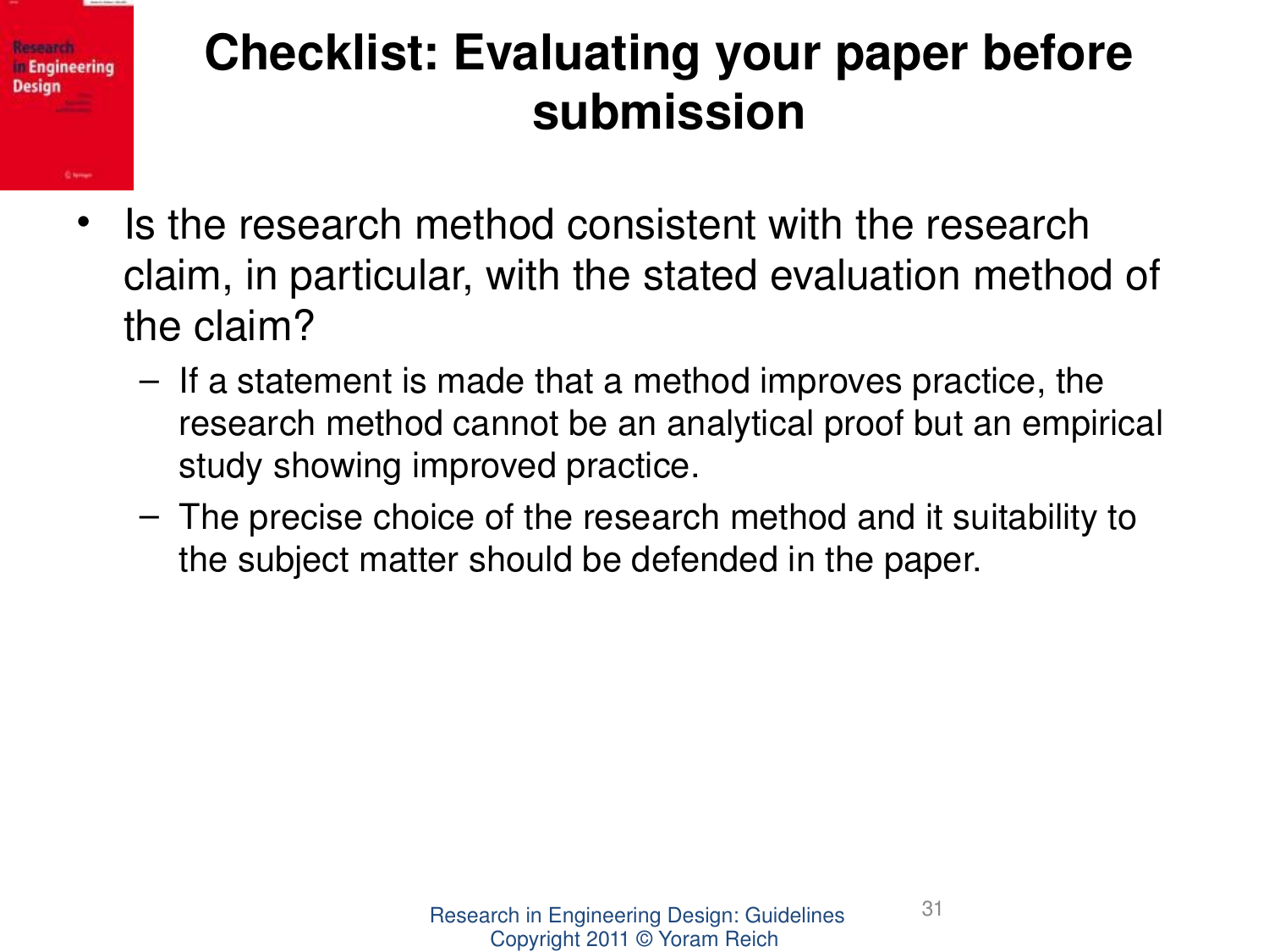# Checklist: Evaluating your paper before submission

- Is the research method consistent with the research claim, in particular, with the stated evaluation method of the claim?
  - If a statement is made that a method improves practice, the research method cannot be an analytical proof but an empirical study showing improved practice.
  - The precise choice of the research method and it suitability to the subject matter should be defended in the paper.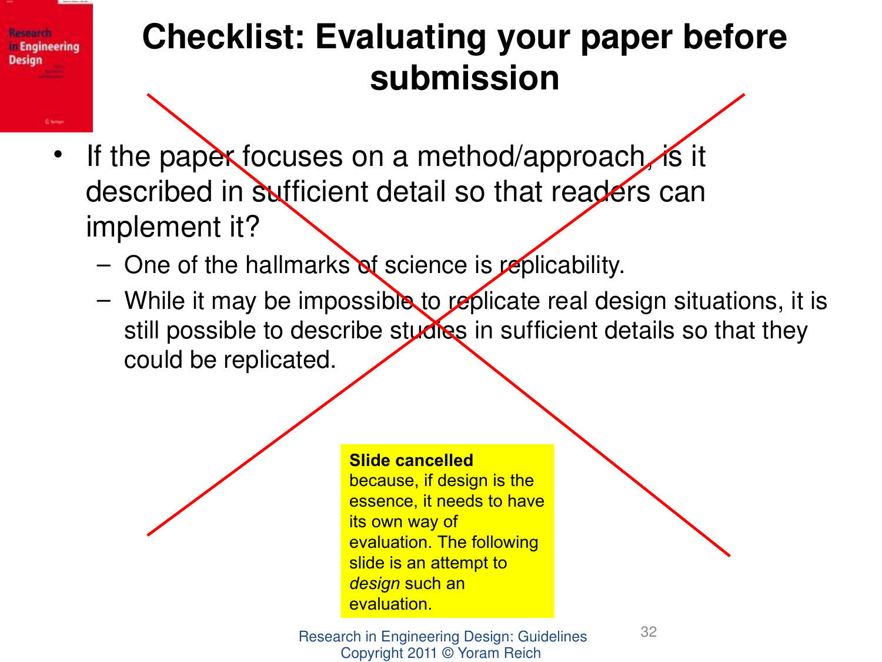# Checklist: Evaluating your paper before submission

- If the paper focuses on a method/approach, is it described in sufficient detail so that readers can implement it?
  - One of the hallmarks of science is replicability.
  - While it may be impossible to replicate real design situations, it is still possible to describe studies in sufficient details so that they could be replicated.

**Slide cancelled** because, if design is the essence, it needs to have its own way of evaluation. The following slide is an attempt to *design* such an evaluation.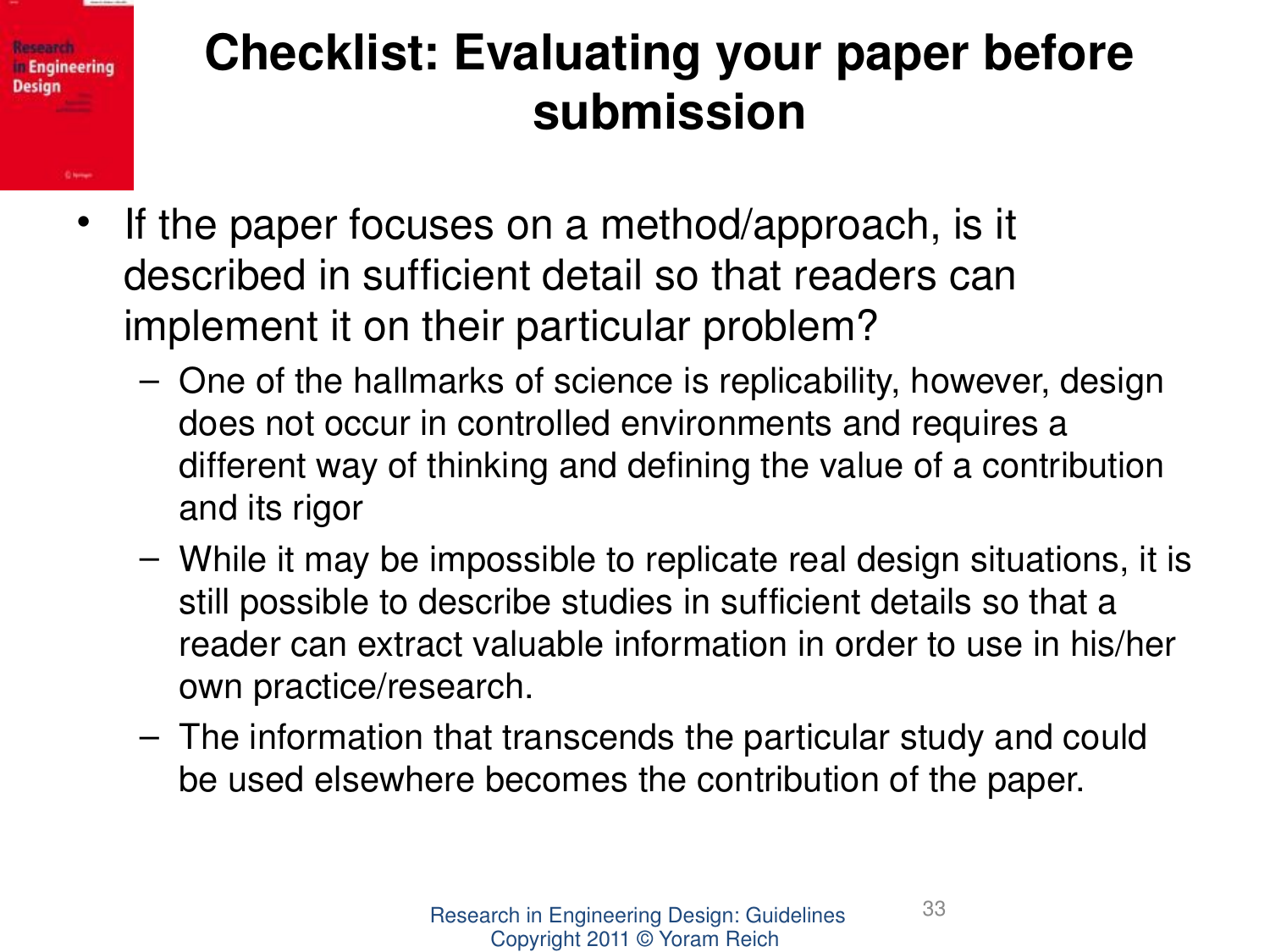# Checklist: Evaluating your paper before submission

- If the paper focuses on a method/approach, is it described in sufficient detail so that readers can implement it on their particular problem?
  - One of the hallmarks of science is replicability, however, design does not occur in controlled environments and requires a different way of thinking and defining the value of a contribution and its rigor
  - While it may be impossible to replicate real design situations, it is still possible to describe studies in sufficient details so that a reader can extract valuable information in order to use in his/her own practice/research.
  - The information that transcends the particular study and could be used elsewhere becomes the contribution of the paper.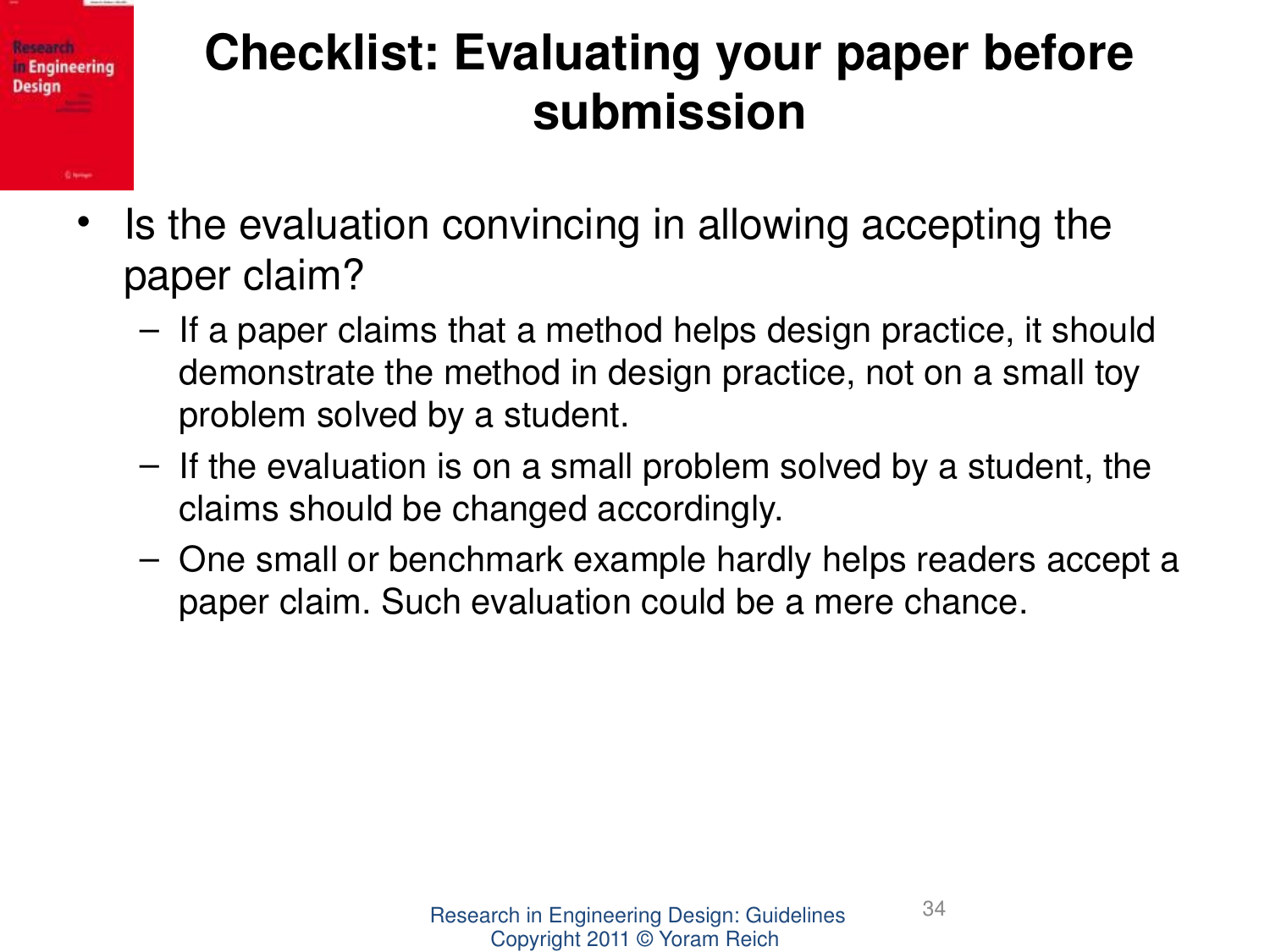# Checklist: Evaluating your paper before submission

- Is the evaluation convincing in allowing accepting the paper claim?
  - If a paper claims that a method helps design practice, it should demonstrate the method in design practice, not on a small toy problem solved by a student.
  - If the evaluation is on a small problem solved by a student, the claims should be changed accordingly.
  - One small or benchmark example hardly helps readers accept a paper claim. Such evaluation could be a mere chance.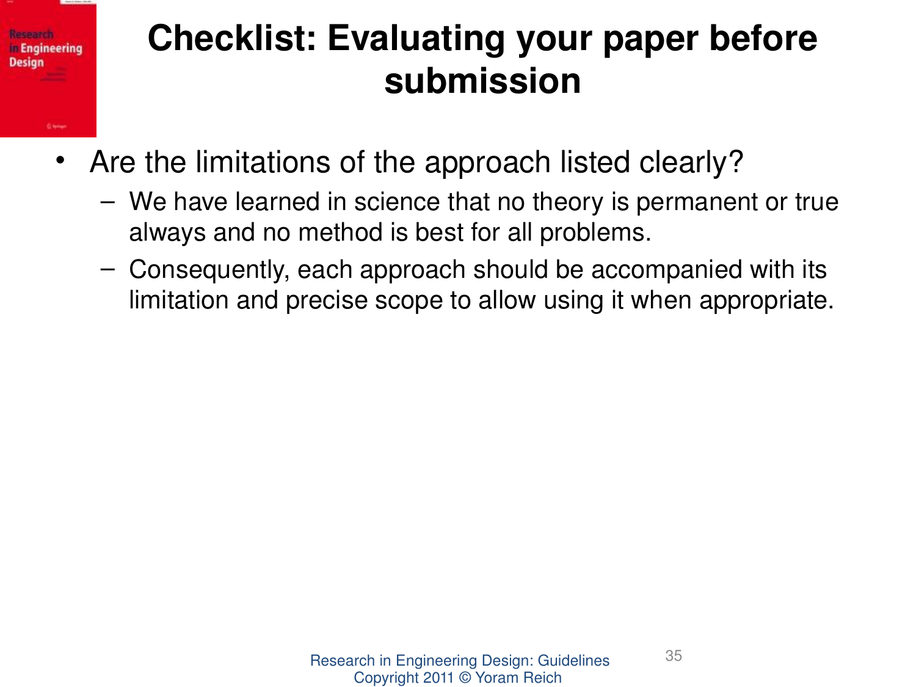# Checklist: Evaluating your paper before submission

- Are the limitations of the approach listed clearly?
  - We have learned in science that no theory is permanent or true always and no method is best for all problems.
  - Consequently, each approach should be accompanied with its limitation and precise scope to allow using it when appropriate.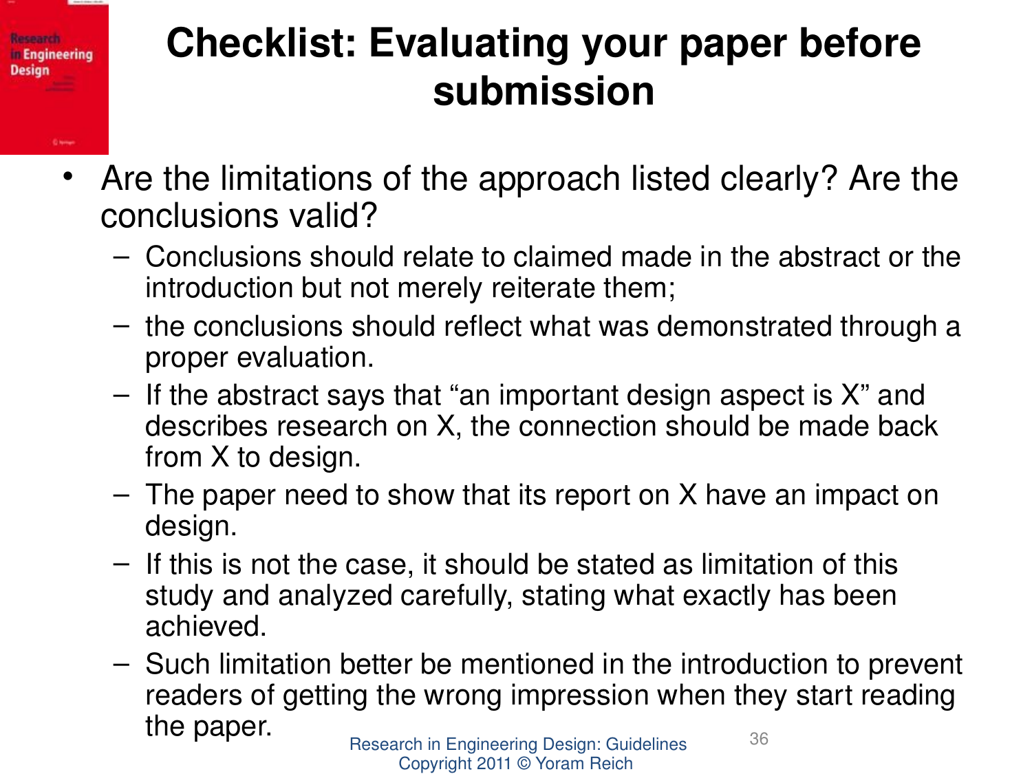# Checklist: Evaluating your paper before submission

- Are the limitations of the approach listed clearly? Are the conclusions valid?
  - Conclusions should relate to claimed made in the abstract or the introduction but not merely reiterate them;
  - the conclusions should reflect what was demonstrated through a proper evaluation.
  - If the abstract says that "an important design aspect is X" and describes research on X, the connection should be made back from X to design.
  - The paper need to show that its report on X have an impact on design.
  - If this is not the case, it should be stated as limitation of this study and analyzed carefully, stating what exactly has been achieved.
  - Such limitation better be mentioned in the introduction to prevent readers of getting the wrong impression when they start reading the paper.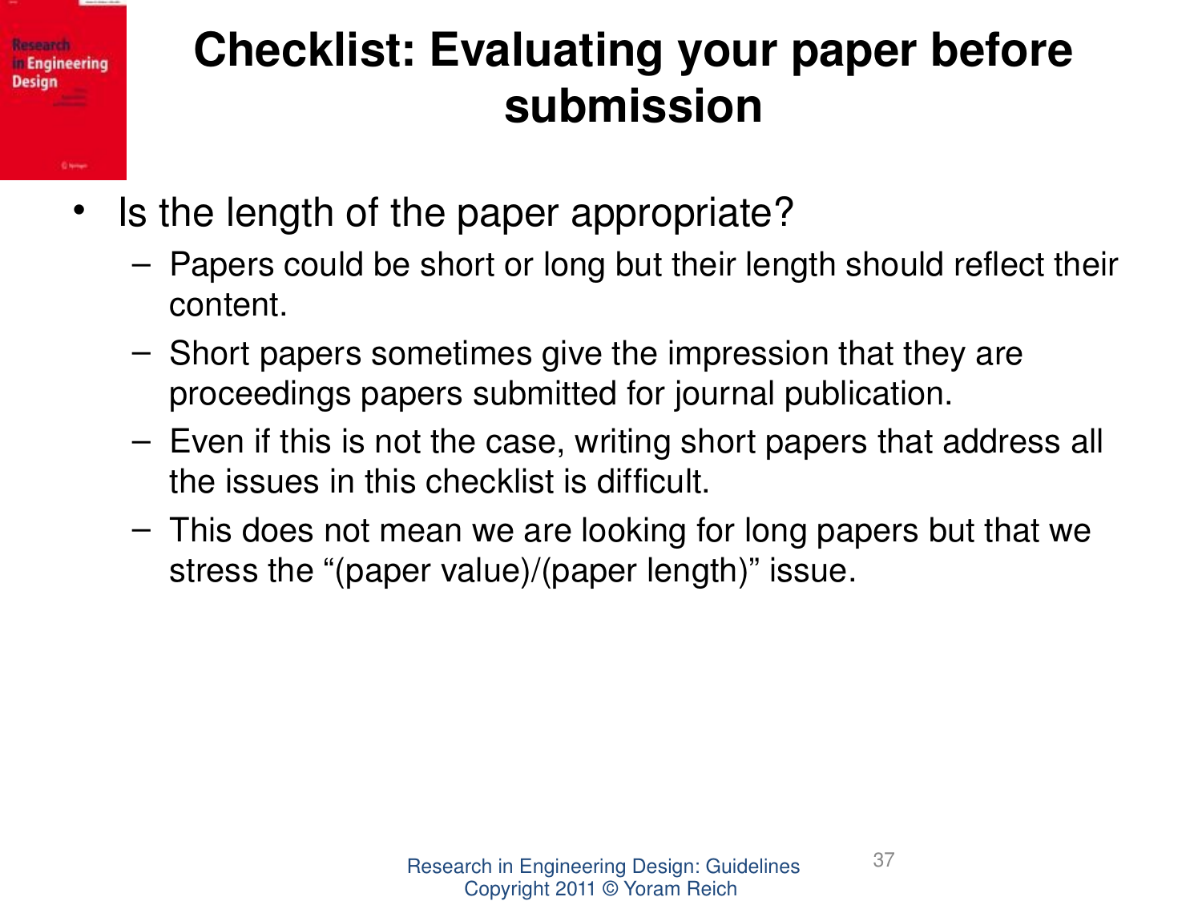# Checklist: Evaluating your paper before submission

- Is the length of the paper appropriate?
  - Papers could be short or long but their length should reflect their content.
  - Short papers sometimes give the impression that they are proceedings papers submitted for journal publication.
  - Even if this is not the case, writing short papers that address all the issues in this checklist is difficult.
  - This does not mean we are looking for long papers but that we stress the "(paper value)/(paper length)" issue.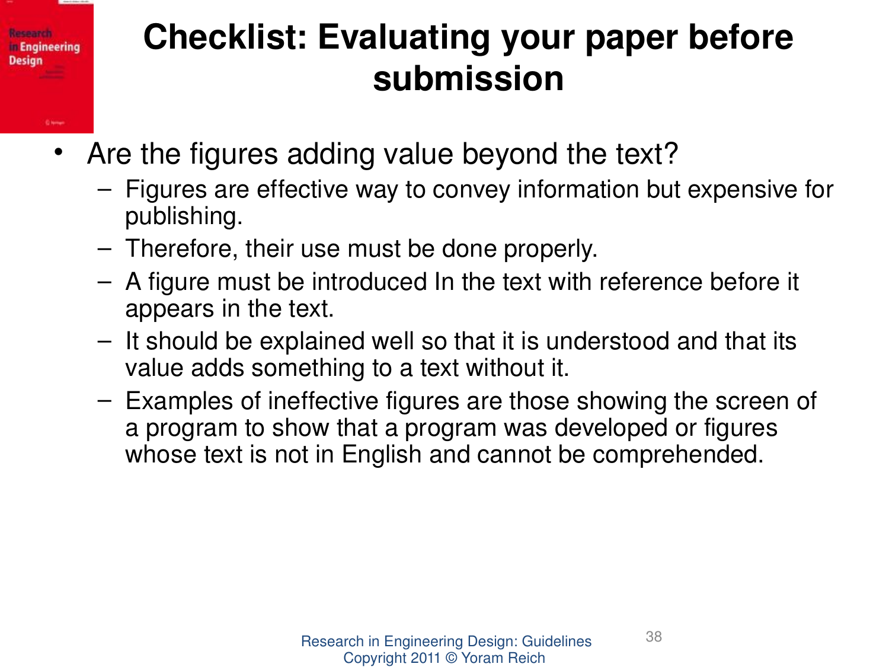# Checklist: Evaluating your paper before submission

- Are the figures adding value beyond the text?
  - Figures are effective way to convey information but expensive for publishing.
  - Therefore, their use must be done properly.
  - A figure must be introduced In the text with reference before it appears in the text.
  - It should be explained well so that it is understood and that its value adds something to a text without it.
  - Examples of ineffective figures are those showing the screen of a program to show that a program was developed or figures whose text is not in English and cannot be comprehended.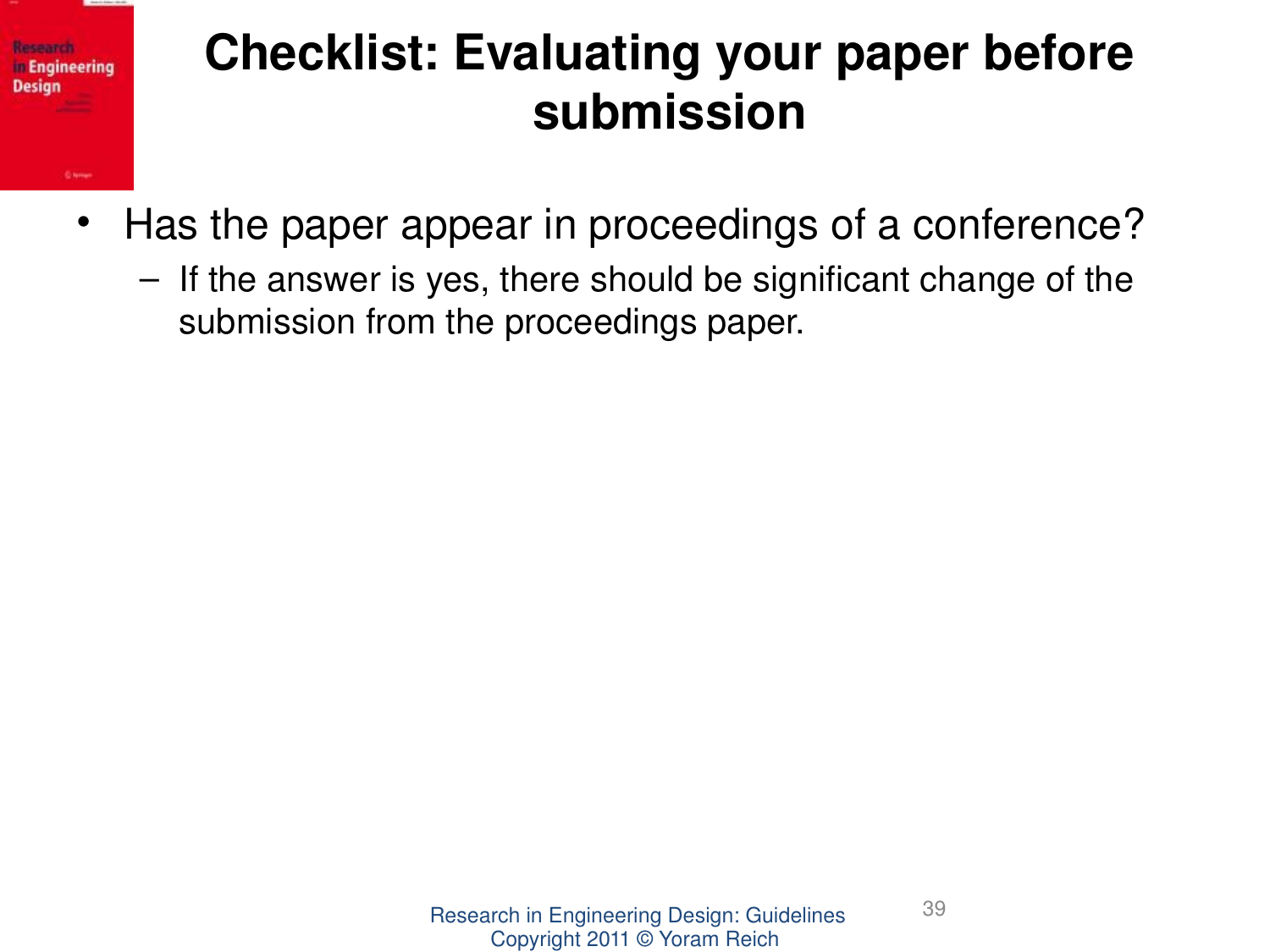# Checklist: Evaluating your paper before submission

- Has the paper appear in proceedings of a conference?
  - If the answer is yes, there should be significant change of the submission from the proceedings paper.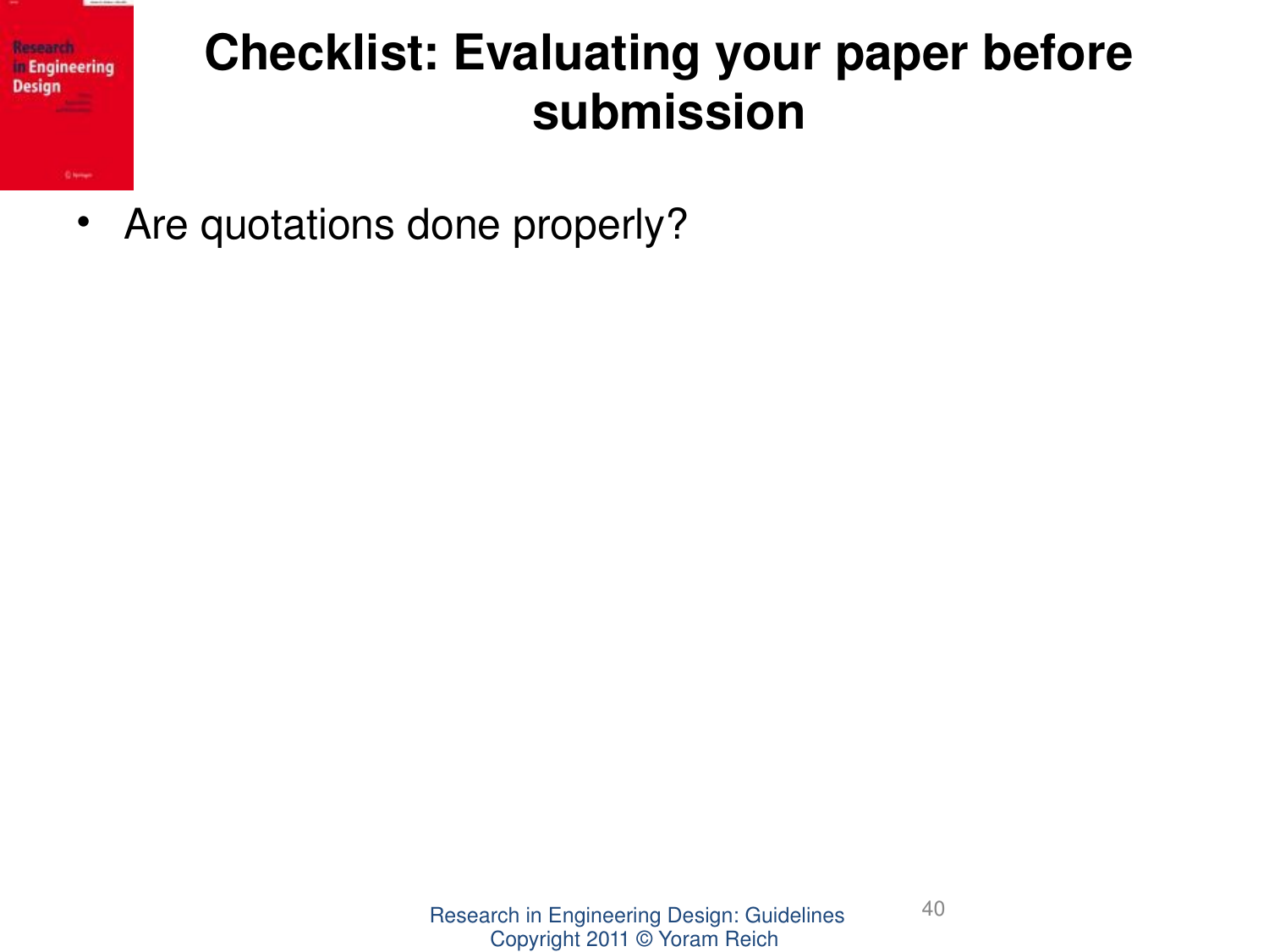# Checklist: Evaluating your paper before submission

- Are quotations done properly?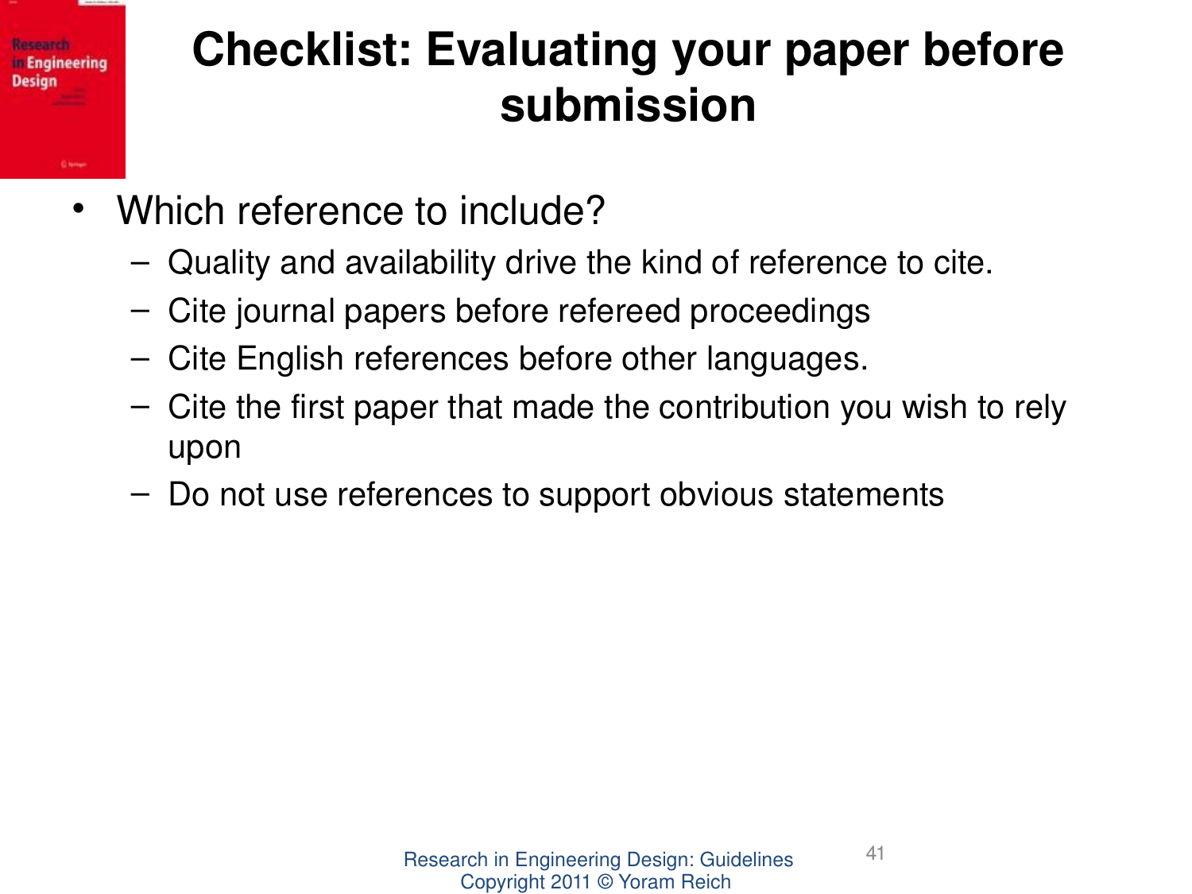# Checklist: Evaluating your paper before submission

- Which reference to include?
  - Quality and availability drive the kind of reference to cite.
  - Cite journal papers before refereed proceedings
  - Cite English references before other languages.
  - Cite the first paper that made the contribution you wish to rely upon
  - Do not use references to support obvious statements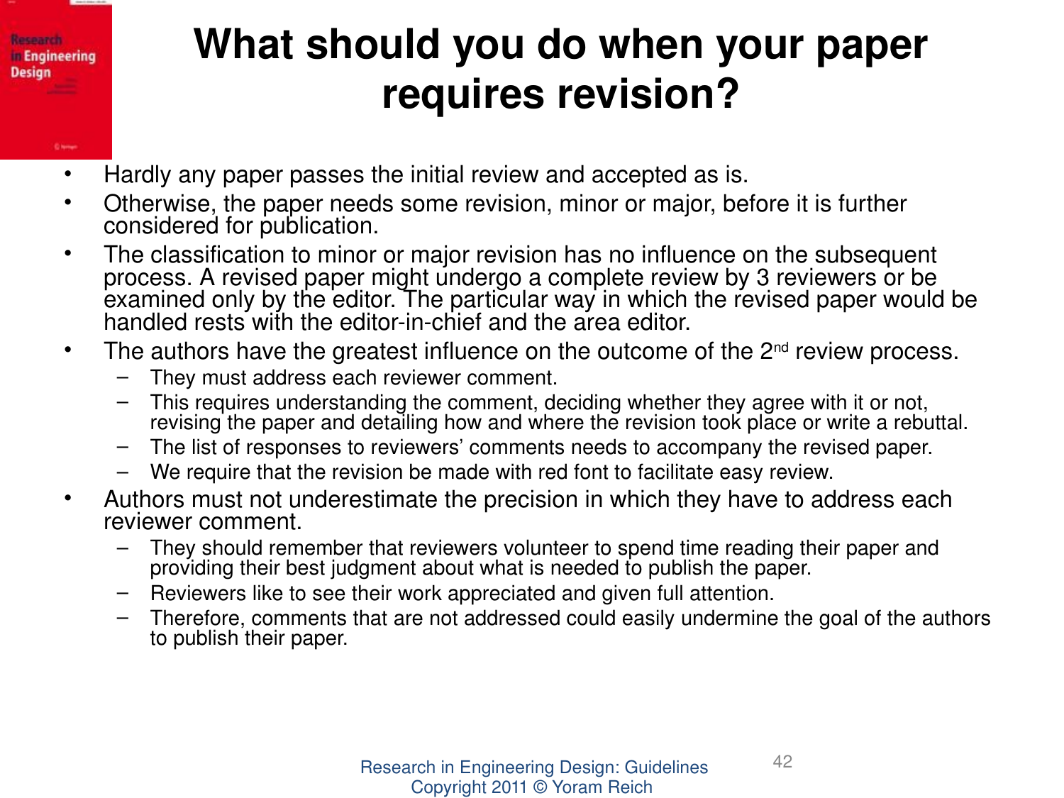# What should you do when your paper requires revision?

- Hardly any paper passes the initial review and accepted as is.
- Otherwise, the paper needs some revision, minor or major, before it is further considered for publication.
- The classification to minor or major revision has no influence on the subsequent process. A revised paper might undergo a complete review by 3 reviewers or be examined only by the editor. The particular way in which the revised paper would be handled rests with the editor-in-chief and the area editor.
- The authors have the greatest influence on the outcome of the 2nd review process.
  - They must address each reviewer comment.
  - This requires understanding the comment, deciding whether they agree with it or not, revising the paper and detailing how and where the revision took place or write a rebuttal.
  - The list of responses to reviewers' comments needs to accompany the revised paper.
  - We require that the revision be made with red font to facilitate easy review.
- Authors must not underestimate the precision in which they have to address each reviewer comment.
  - They should remember that reviewers volunteer to spend time reading their paper and providing their best judgment about what is needed to publish the paper.
  - Reviewers like to see their work appreciated and given full attention.
  - Therefore, comments that are not addressed could easily undermine the goal of the authors to publish their paper.